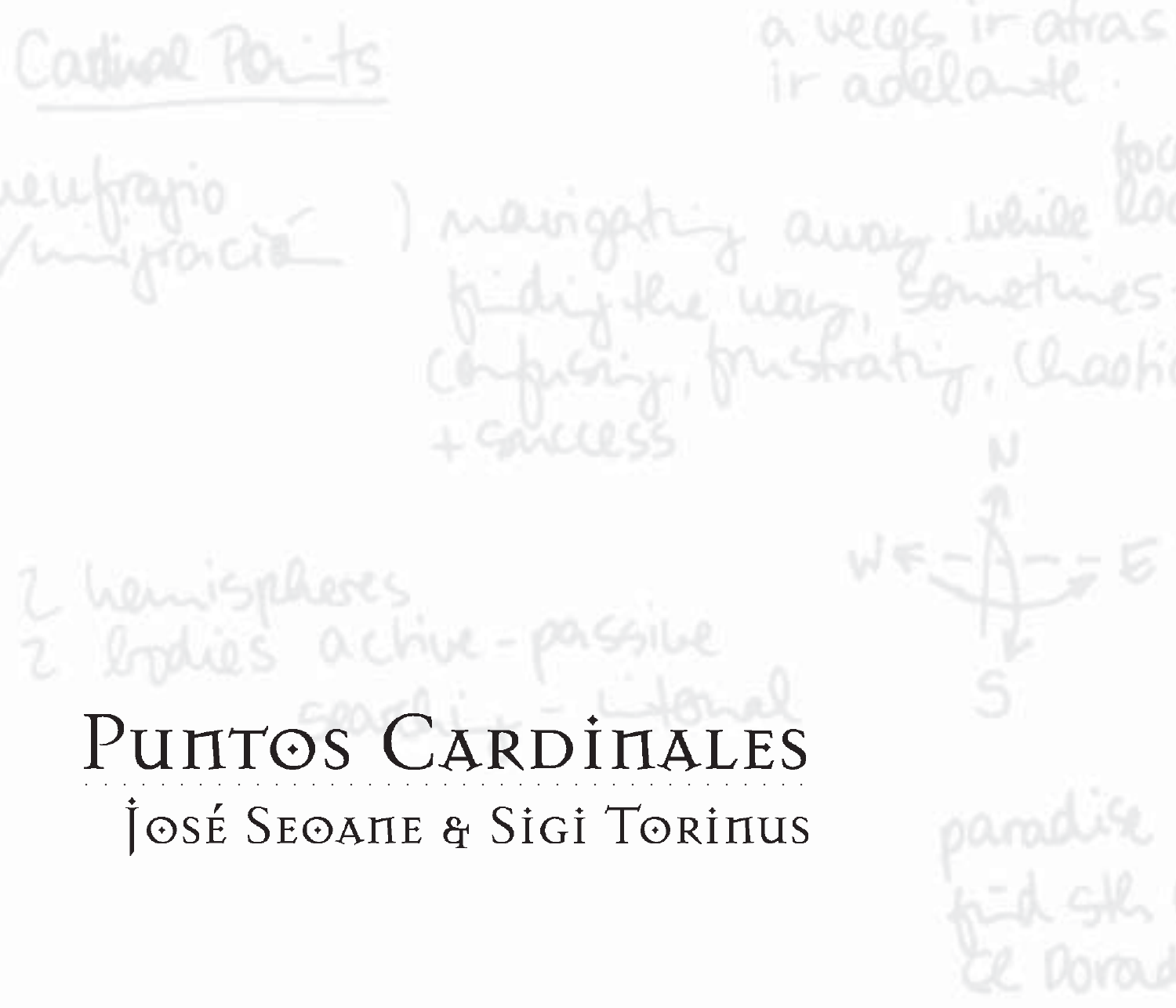# Puntos Cardinales

## José Seoane & Sigi Torinus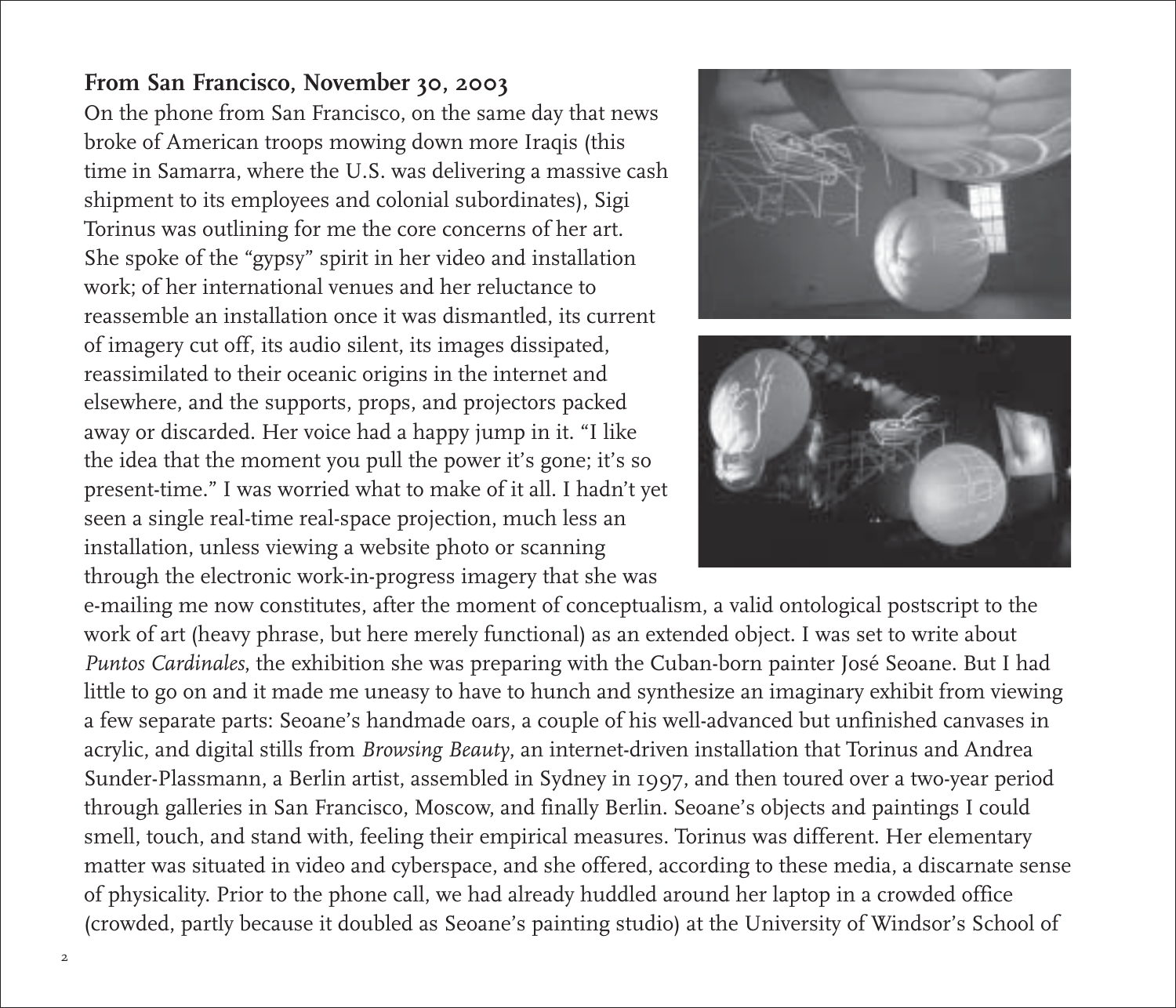### From San Francisco, November 30, 2003

On the phone from San Francisco, on the same day that news broke of American troops mowing down more Iraqis (this time in Samarra, where the U.S. was delivering a massive cash shipment to its employees and colonial subordinates), Sigi Torinus was outlining for me the core concerns of her art. She spoke of the "gypsy" spirit in her video and installation work; of her international venues and her reluctance to reassemble an installation once it was dismantled, its current of imagery cut off, its audio silent, its images dissipated, reassimilated to their oceanic origins in the internet and elsewhere, and the supports, props, and projectors packed away or discarded. Her voice had a happy jump in it. "I like the idea that the moment you pull the power it's gone; it's so present-time." I was worried what to make of it all. I hadn't yet seen a single real-time real-space projection, much less an installation, unless viewing a website photo or scanning through the electronic work-in-progress imagery that she was e-mailing me now constitutes, after the moment of conceptualism, a valid ontological postscript to the work of art (heavy phrase, but here merely functional) as an extended object. I was set to write about *Puntos Cardinales*, the exhibition she was preparing with the Cuban-born painter José Seoane. But I had little to go on and it made me uneasy to have to hunch and synthesize an imaginary exhibit from viewing a few separate parts: Seoane's handmade oars, a couple of his well-advanced but unfinished canvases in acrylic, and digital stills from *Browsing Beauty*, an internet-driven installation that Torinus and Andrea Sunder-Plassmann, a Berlin artist, assembled in Sydney in 1997, and then toured over a two-year period through galleries in San Francisco, Moscow, and finally Berlin. Seoane's objects and paintings I could smell, touch, and stand with, feeling their empirical measures. Torinus was different. Her elementary matter was situated in video and cyberspace, and she offered, according to these media, a discarnate sense of physicality. Prior to the phone call, we had already huddled around her laptop in a crowded office (crowded, partly because it doubled as Seoane's painting studio) at the University of Windsor's School of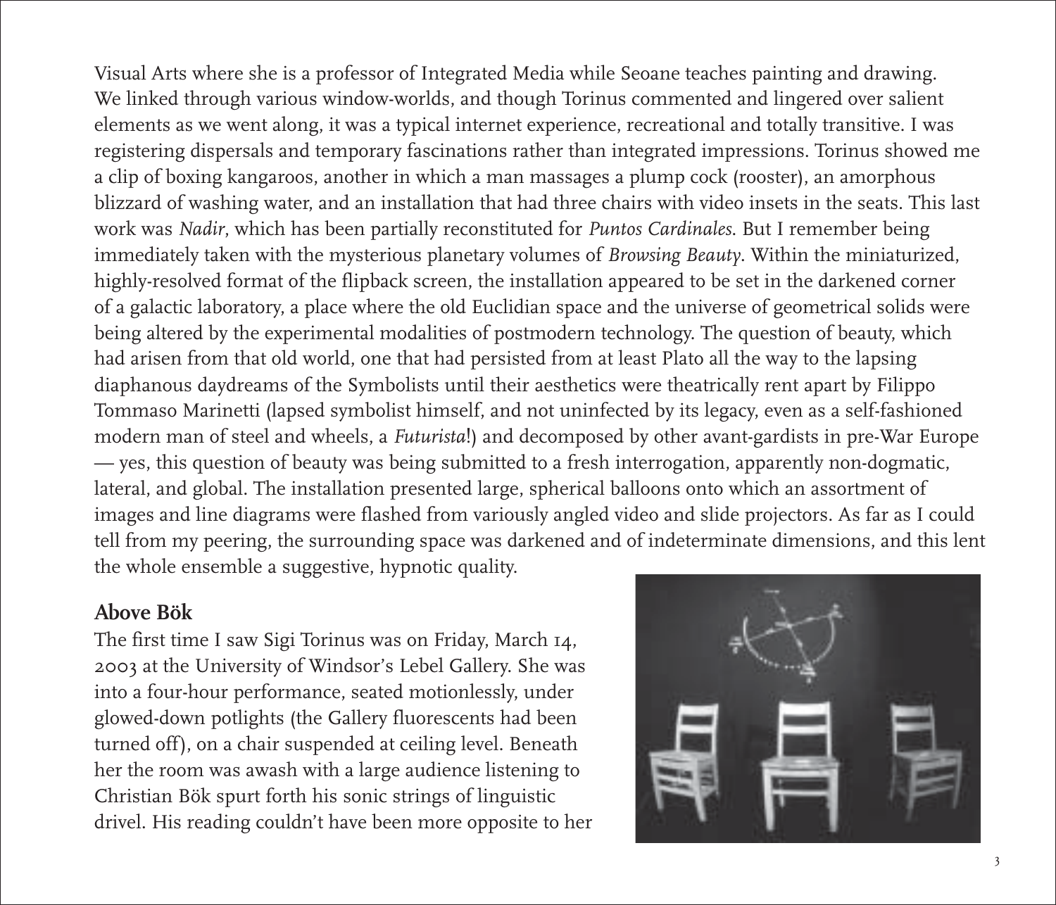Visual Arts where she is a professor of Integrated Media while Seoane teaches painting and drawing. We linked through various window-worlds, and though Torinus commented and lingered over salient elements as we went along, it was a typical internet experience, recreational and totally transitive. I was registering dispersals and temporary fascinations rather than integrated impressions. Torinus showed me a clip of boxing kangaroos, another in which a man massages a plump cock (rooster), an amorphous blizzard of washing water, and an installation that had three chairs with video insets in the seats. This last work was *Nadir*, which has been partially reconstituted for *Puntos Cardinales*. But I remember being immediately taken with the mysterious planetary volumes of *Browsing Beauty*. Within the miniaturized, highly-resolved format of the flipback screen, the installation appeared to be set in the darkened corner of a galactic laboratory, a place where the old Euclidian space and the universe of geometrical solids were being altered by the experimental modalities of postmodern technology. The question of beauty, which had arisen from that old world, one that had persisted from at least Plato all the way to the lapsing diaphanous daydreams of the Symbolists until their aesthetics were theatrically rent apart by Filippo Tommaso Marinetti (lapsed symbolist himself, and not uninfected by its legacy, even as a self-fashioned modern man of steel and wheels, a *Futurista*!) and decomposed by other avant-gardists in pre-War Europe — yes, this question of beauty was being submitted to a fresh interrogation, apparently non-dogmatic, lateral, and global. The installation presented large, spherical balloons onto which an assortment of images and line diagrams were flashed from variously angled video and slide projectors. As far as I could tell from my peering, the surrounding space was darkened and of indeterminate dimensions, and this lent the whole ensemble a suggestive, hypnotic quality.

### Above Bök

The first time I saw Sigi Torinus was on Friday, March 14, 2003 at the University of Windsor's Lebel Gallery. She was into a four-hour performance, seated motionlessly, under glowed-down potlights (the Gallery fluorescents had been turned off), on a chair suspended at ceiling level. Beneath her the room was awash with a large audience listening to Christian Bök spurt forth his sonic strings of linguistic drivel. His reading couldn't have been more opposite to her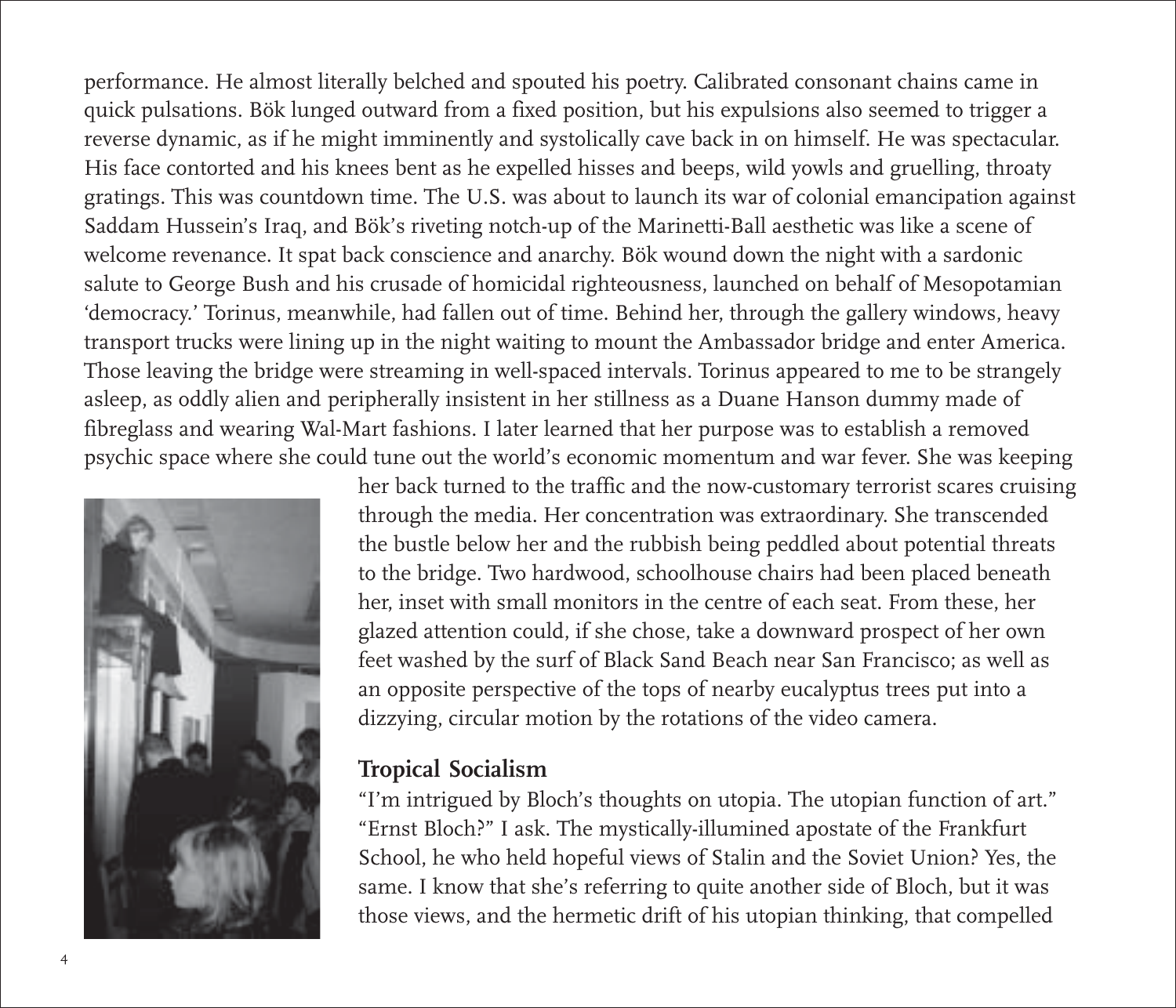performance. He almost literally belched and spouted his poetry. Calibrated consonant chains came in quick pulsations. Bök lunged outward from a fixed position, but his expulsions also seemed to trigger a reverse dynamic, as if he might imminently and systolically cave back in on himself. He was spectacular. His face contorted and his knees bent as he expelled hisses and beeps, wild yowls and gruelling, throaty gratings. This was countdown time. The U.S. was about to launch its war of colonial emancipation against Saddam Hussein's Iraq, and Bök's riveting notch-up of the Marinetti-Ball aesthetic was like a scene of welcome revenance. It spat back conscience and anarchy. Bök wound down the night with a sardonic salute to George Bush and his crusade of homicidal righteousness, launched on behalf of Mesopotamian 'democracy.' Torinus, meanwhile, had fallen out of time. Behind her, through the gallery windows, heavy transport trucks were lining up in the night waiting to mount the Ambassador bridge and enter America. Those leaving the bridge were streaming in well-spaced intervals. Torinus appeared to me to be strangely asleep, as oddly alien and peripherally insistent in her stillness as a Duane Hanson dummy made of fibreglass and wearing Wal-Mart fashions. I later learned that her purpose was to establish a removed psychic space where she could tune out the world's economic momentum and war fever. She was keeping her back turned to the traffic and the now-customary terrorist scares cruising through the media. Her concentration was extraordinary. She transcended the bustle below her and the rubbish being peddled about potential threats to the bridge. Two hardwood, schoolhouse chairs had been placed beneath her, inset with small monitors in the centre of each seat. From these, her glazed attention could, if she chose, take a downward prospect of her own feet washed by the surf of Black Sand Beach near San Francisco; as well as an opposite perspective of the tops of nearby eucalyptus trees put into a dizzying, circular motion by the rotations of the video camera.

## Tropical Socialism

"I'm intrigued by Bloch's thoughts on utopia. The utopian function of art." "Ernst Bloch?" I ask. The mystically-illumined apostate of the Frankfurt School, he who held hopeful views of Stalin and the Soviet Union? Yes, the same. I know that she's referring to quite another side of Bloch, but it was those views, and the hermetic drift of his utopian thinking, that compelled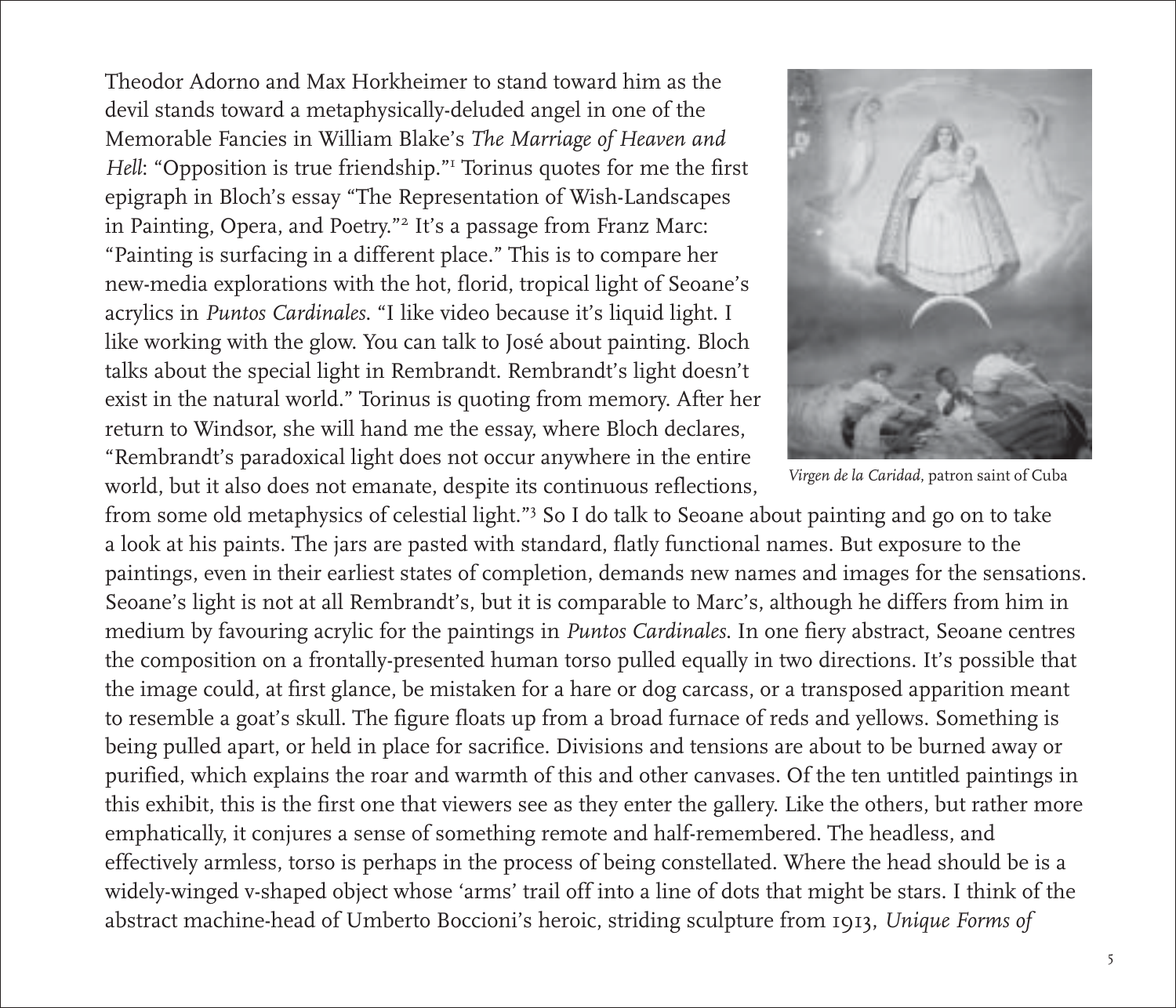Theodor Adorno and Max Horkheimer to stand toward him as the devil stands toward a metaphysically-deluded angel in one of the Memorable Fancies in William Blake's *The Marriage of Heaven and Hell*: "Opposition is true friendship."[1] Torinus quotes for me the first epigraph in Bloch's essay "The Representation of Wish-Landscapes in Painting, Opera, and Poetry."[2] It's a passage from Franz Marc: "Painting is surfacing in a different place." This is to compare her new-media explorations with the hot, florid, tropical light of Seoane's acrylics in *Puntos Cardinales*. "I like video because it's liquid light. I like working with the glow. You can talk to José about painting. Bloch talks about the special light in Rembrandt. Rembrandt's light doesn't exist in the natural world." Torinus is quoting from memory. After her return to Windsor, she will hand me the essay, where Bloch declares, "Rembrandt's paradoxical light does not occur anywhere in the entire world, but it also does not emanate, despite its continuous reflections, from some old metaphysics of celestial light."[3] So I do talk to Seoane about painting and go on to take a look at his paints. The jars are pasted with standard, flatly functional names. But exposure to the paintings, even in their earliest states of completion, demands new names and images for the sensations. Seoane's light is not at all Rembrandt's, but it is comparable to Marc's, although he differs from him in medium by favouring acrylic for the paintings in *Puntos Cardinales*. In one fiery abstract, Seoane centres the composition on a frontally-presented human torso pulled equally in two directions. It's possible that the image could, at first glance, be mistaken for a hare or dog carcass, or a transposed apparition meant to resemble a goat's skull. The figure floats up from a broad furnace of reds and yellows. Something is being pulled apart, or held in place for sacrifice. Divisions and tensions are about to be burned away or purified, which explains the roar and warmth of this and other canvases. Of the ten untitled paintings in this exhibit, this is the first one that viewers see as they enter the gallery. Like the others, but rather more emphatically, it conjures a sense of something remote and half-remembered. The headless, and effectively armless, torso is perhaps in the process of being constellated. Where the head should be is a widely-winged v-shaped object whose 'arms' trail off into a line of dots that might be stars. I think of the abstract machine-head of Umberto Boccioni's heroic, striding sculpture from 1913, *Unique Forms of*

*Virgen de la Caridad*, patron saint of Cuba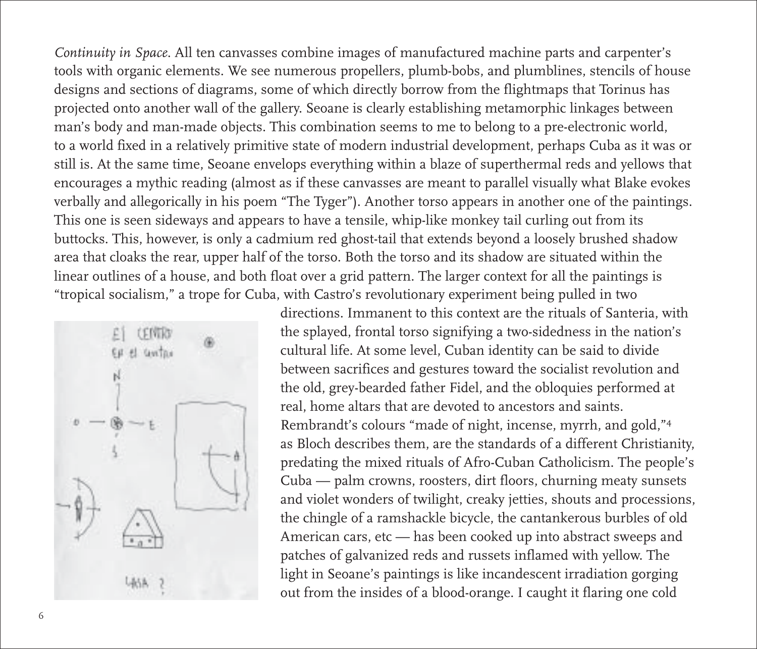*Continuity in Space*. All ten canvasses combine images of manufactured machine parts and carpenter's tools with organic elements. We see numerous propellers, plumb-bobs, and plumblines, stencils of house designs and sections of diagrams, some of which directly borrow from the flightmaps that Torinus has projected onto another wall of the gallery. Seoane is clearly establishing metamorphic linkages between man's body and man-made objects. This combination seems to me to belong to a pre-electronic world, to a world fixed in a relatively primitive state of modern industrial development, perhaps Cuba as it was or still is. At the same time, Seoane envelops everything within a blaze of superthermal reds and yellows that encourages a mythic reading (almost as if these canvasses are meant to parallel visually what Blake evokes verbally and allegorically in his poem "The Tyger"). Another torso appears in another one of the paintings. This one is seen sideways and appears to have a tensile, whip-like monkey tail curling out from its buttocks. This, however, is only a cadmium red ghost-tail that extends beyond a loosely brushed shadow area that cloaks the rear, upper half of the torso. Both the torso and its shadow are situated within the linear outlines of a house, and both float over a grid pattern. The larger context for all the paintings is "tropical socialism," a trope for Cuba, with Castro's revolutionary experiment being pulled in two directions. Immanent to this context are the rituals of Santeria, with the splayed, frontal torso signifying a two-sidedness in the nation's cultural life. At some level, Cuban identity can be said to divide between sacrifices and gestures toward the socialist revolution and the old, grey-bearded father Fidel, and the obloquies performed at real, home altars that are devoted to ancestors and saints. Rembrandt's colours "made of night, incense, myrrh, and gold,"[4] as Bloch describes them, are the standards of a different Christianity, predating the mixed rituals of Afro-Cuban Catholicism. The people's Cuba — palm crowns, roosters, dirt floors, churning meaty sunsets and violet wonders of twilight, creaky jetties, shouts and processions, the chingle of a ramshackle bicycle, the cantankerous burbles of old American cars, etc — has been cooked up into abstract sweeps and patches of galvanized reds and russets inflamed with yellow. The light in Seoane's paintings is like incandescent irradiation gorging out from the insides of a blood-orange. I caught it flaring one cold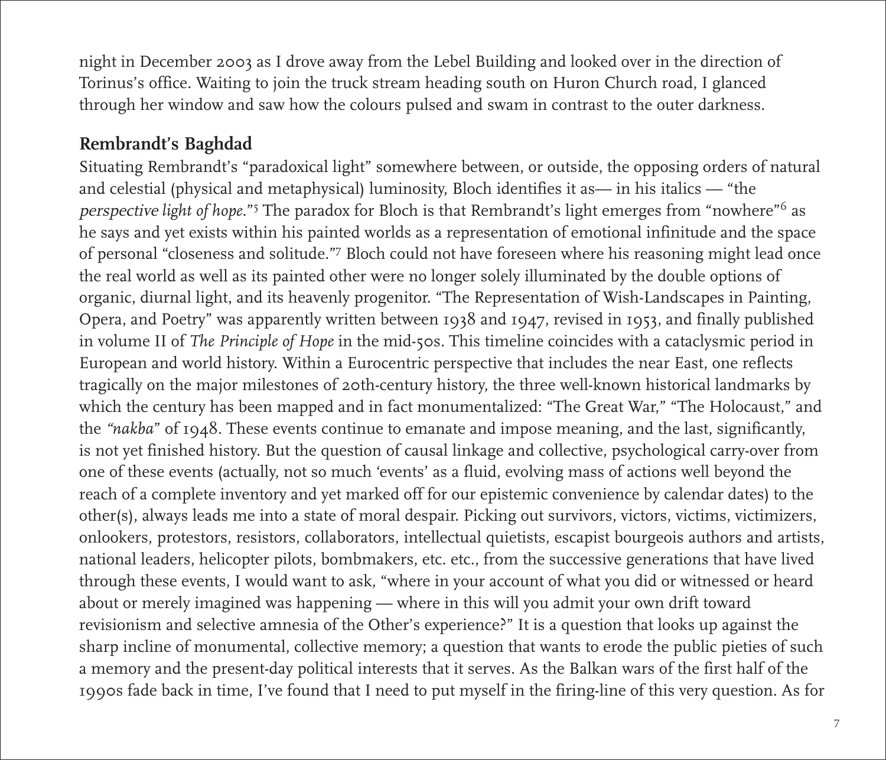night in December 2003 as I drove away from the Lebel Building and looked over in the direction of Torinus's office. Waiting to join the truck stream heading south on Huron Church road, I glanced through her window and saw how the colours pulsed and swam in contrast to the outer darkness.

## Rembrandt's Baghdad

Situating Rembrandt's "paradoxical light" somewhere between, or outside, the opposing orders of natural and celestial (physical and metaphysical) luminosity, Bloch identifies it as— in his italics — "the *perspective light of hope*."[5] The paradox for Bloch is that Rembrandt's light emerges from "nowhere"[6] as he says and yet exists within his painted worlds as a representation of emotional infinitude and the space of personal "closeness and solitude."[7] Bloch could not have foreseen where his reasoning might lead once the real world as well as its painted other were no longer solely illuminated by the double options of organic, diurnal light, and its heavenly progenitor. "The Representation of Wish-Landscapes in Painting, Opera, and Poetry" was apparently written between 1938 and 1947, revised in 1953, and finally published in volume II of *The Principle of Hope* in the mid-50s. This timeline coincides with a cataclysmic period in European and world history. Within a Eurocentric perspective that includes the near East, one reflects tragically on the major milestones of 20th-century history, the three well-known historical landmarks by which the century has been mapped and in fact monumentalized: "The Great War," "The Holocaust," and the *"nakba"* of 1948. These events continue to emanate and impose meaning, and the last, significantly, is not yet finished history. But the question of causal linkage and collective, psychological carry-over from one of these events (actually, not so much 'events' as a fluid, evolving mass of actions well beyond the reach of a complete inventory and yet marked off for our epistemic convenience by calendar dates) to the other(s), always leads me into a state of moral despair. Picking out survivors, victors, victims, victimizers, onlookers, protestors, resistors, collaborators, intellectual quietists, escapist bourgeois authors and artists, national leaders, helicopter pilots, bombmakers, etc. etc., from the successive generations that have lived through these events, I would want to ask, "where in your account of what you did or witnessed or heard about or merely imagined was happening — where in this will you admit your own drift toward revisionism and selective amnesia of the Other's experience?" It is a question that looks up against the sharp incline of monumental, collective memory; a question that wants to erode the public pieties of such a memory and the present-day political interests that it serves. As the Balkan wars of the first half of the 1990s fade back in time, I've found that I need to put myself in the firing-line of this very question. As for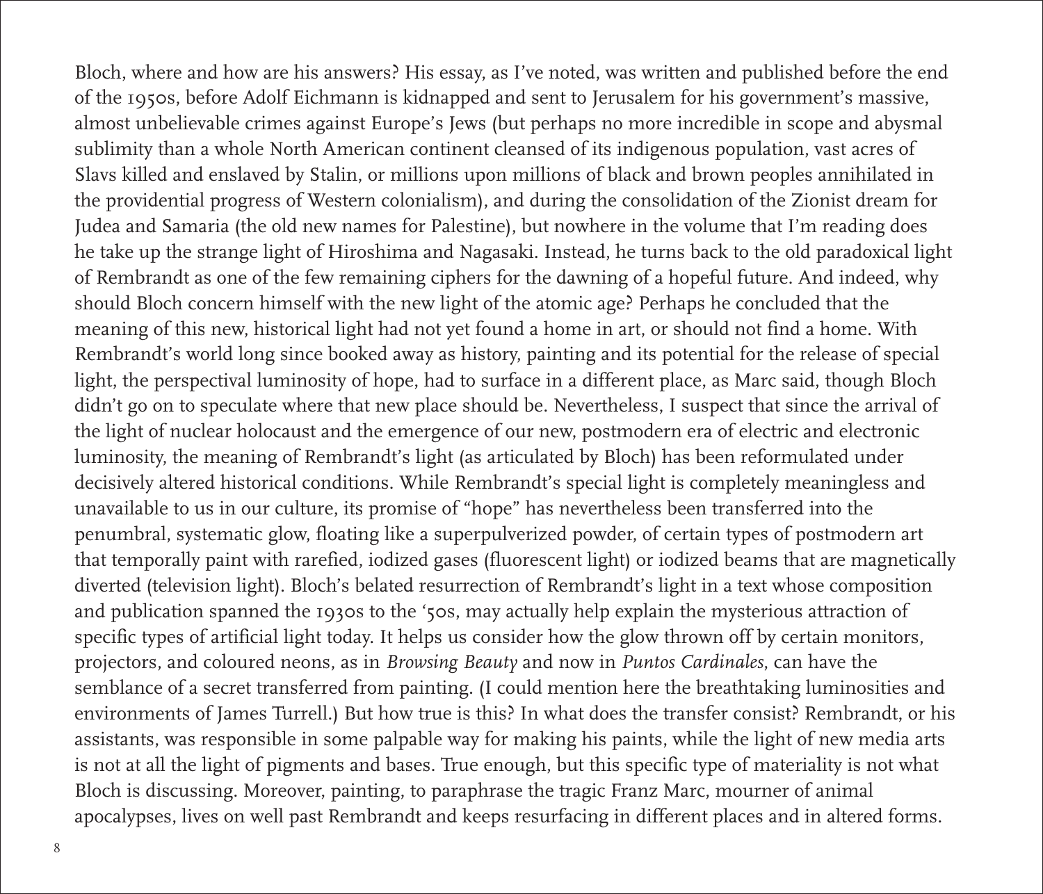Bloch, where and how are his answers? His essay, as I've noted, was written and published before the end of the 1950s, before Adolf Eichmann is kidnapped and sent to Jerusalem for his government's massive, almost unbelievable crimes against Europe's Jews (but perhaps no more incredible in scope and abysmal sublimity than a whole North American continent cleansed of its indigenous population, vast acres of Slavs killed and enslaved by Stalin, or millions upon millions of black and brown peoples annihilated in the providential progress of Western colonialism), and during the consolidation of the Zionist dream for Judea and Samaria (the old new names for Palestine), but nowhere in the volume that I'm reading does he take up the strange light of Hiroshima and Nagasaki. Instead, he turns back to the old paradoxical light of Rembrandt as one of the few remaining ciphers for the dawning of a hopeful future. And indeed, why should Bloch concern himself with the new light of the atomic age? Perhaps he concluded that the meaning of this new, historical light had not yet found a home in art, or should not find a home. With Rembrandt's world long since booked away as history, painting and its potential for the release of special light, the perspectival luminosity of hope, had to surface in a different place, as Marc said, though Bloch didn't go on to speculate where that new place should be. Nevertheless, I suspect that since the arrival of the light of nuclear holocaust and the emergence of our new, postmodern era of electric and electronic luminosity, the meaning of Rembrandt's light (as articulated by Bloch) has been reformulated under decisively altered historical conditions. While Rembrandt's special light is completely meaningless and unavailable to us in our culture, its promise of "hope" has nevertheless been transferred into the penumbral, systematic glow, floating like a superpulverized powder, of certain types of postmodern art that temporally paint with rarefied, iodized gases (fluorescent light) or iodized beams that are magnetically diverted (television light). Bloch's belated resurrection of Rembrandt's light in a text whose composition and publication spanned the 1930s to the '50s, may actually help explain the mysterious attraction of specific types of artificial light today. It helps us consider how the glow thrown off by certain monitors, projectors, and coloured neons, as in *Browsing Beauty* and now in *Puntos Cardinales*, can have the semblance of a secret transferred from painting. (I could mention here the breathtaking luminosities and environments of James Turrell.) But how true is this? In what does the transfer consist? Rembrandt, or his assistants, was responsible in some palpable way for making his paints, while the light of new media arts is not at all the light of pigments and bases. True enough, but this specific type of materiality is not what Bloch is discussing. Moreover, painting, to paraphrase the tragic Franz Marc, mourner of animal apocalypses, lives on well past Rembrandt and keeps resurfacing in different places and in altered forms.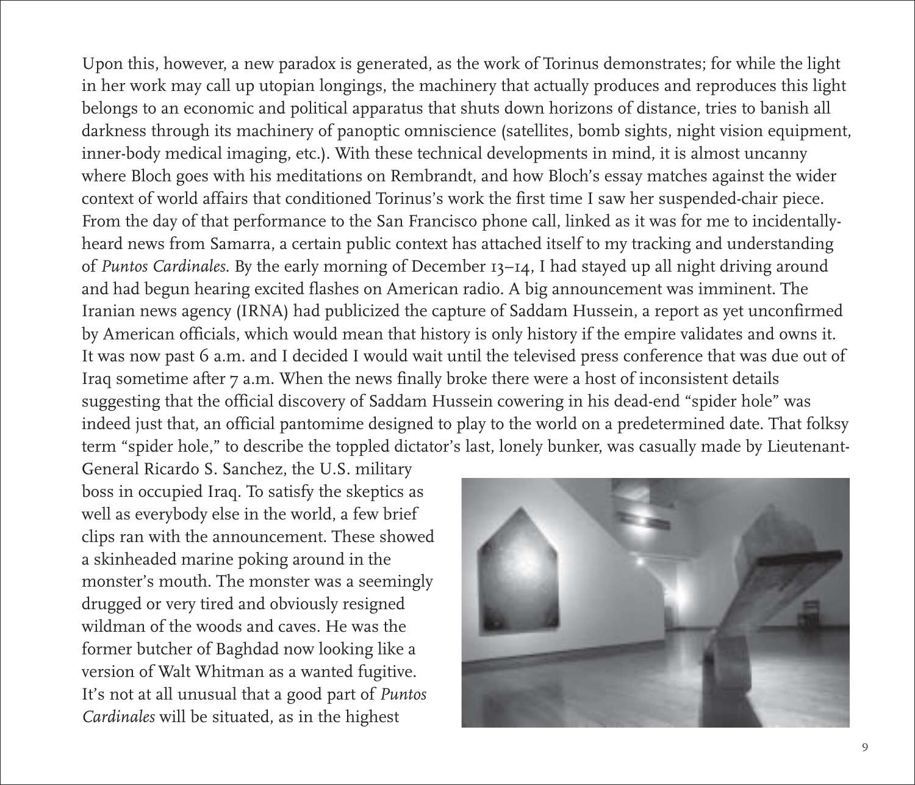Upon this, however, a new paradox is generated, as the work of Torinus demonstrates; for while the light in her work may call up utopian longings, the machinery that actually produces and reproduces this light belongs to an economic and political apparatus that shuts down horizons of distance, tries to banish all darkness through its machinery of panoptic omniscience (satellites, bomb sights, night vision equipment, inner-body medical imaging, etc.). With these technical developments in mind, it is almost uncanny where Bloch goes with his meditations on Rembrandt, and how Bloch's essay matches against the wider context of world affairs that conditioned Torinus's work the first time I saw her suspended-chair piece. From the day of that performance to the San Francisco phone call, linked as it was for me to incidentally-heard news from Samarra, a certain public context has attached itself to my tracking and understanding of *Puntos Cardinales*. By the early morning of December 13–14, I had stayed up all night driving around and had begun hearing excited flashes on American radio. A big announcement was imminent. The Iranian news agency (IRNA) had publicized the capture of Saddam Hussein, a report as yet unconfirmed by American officials, which would mean that history is only history if the empire validates and owns it. It was now past 6 a.m. and I decided I would wait until the televised press conference that was due out of Iraq sometime after 7 a.m. When the news finally broke there were a host of inconsistent details suggesting that the official discovery of Saddam Hussein cowering in his dead-end "spider hole" was indeed just that, an official pantomime designed to play to the world on a predetermined date. That folksy term "spider hole," to describe the toppled dictator's last, lonely bunker, was casually made by Lieutenant-General Ricardo S. Sanchez, the U.S. military boss in occupied Iraq. To satisfy the skeptics as well as everybody else in the world, a few brief clips ran with the announcement. These showed a skinheaded marine poking around in the monster's mouth. The monster was a seemingly drugged or very tired and obviously resigned wildman of the woods and caves. He was the former butcher of Baghdad now looking like a version of Walt Whitman as a wanted fugitive. It's not at all unusual that a good part of *Puntos Cardinales* will be situated, as in the highest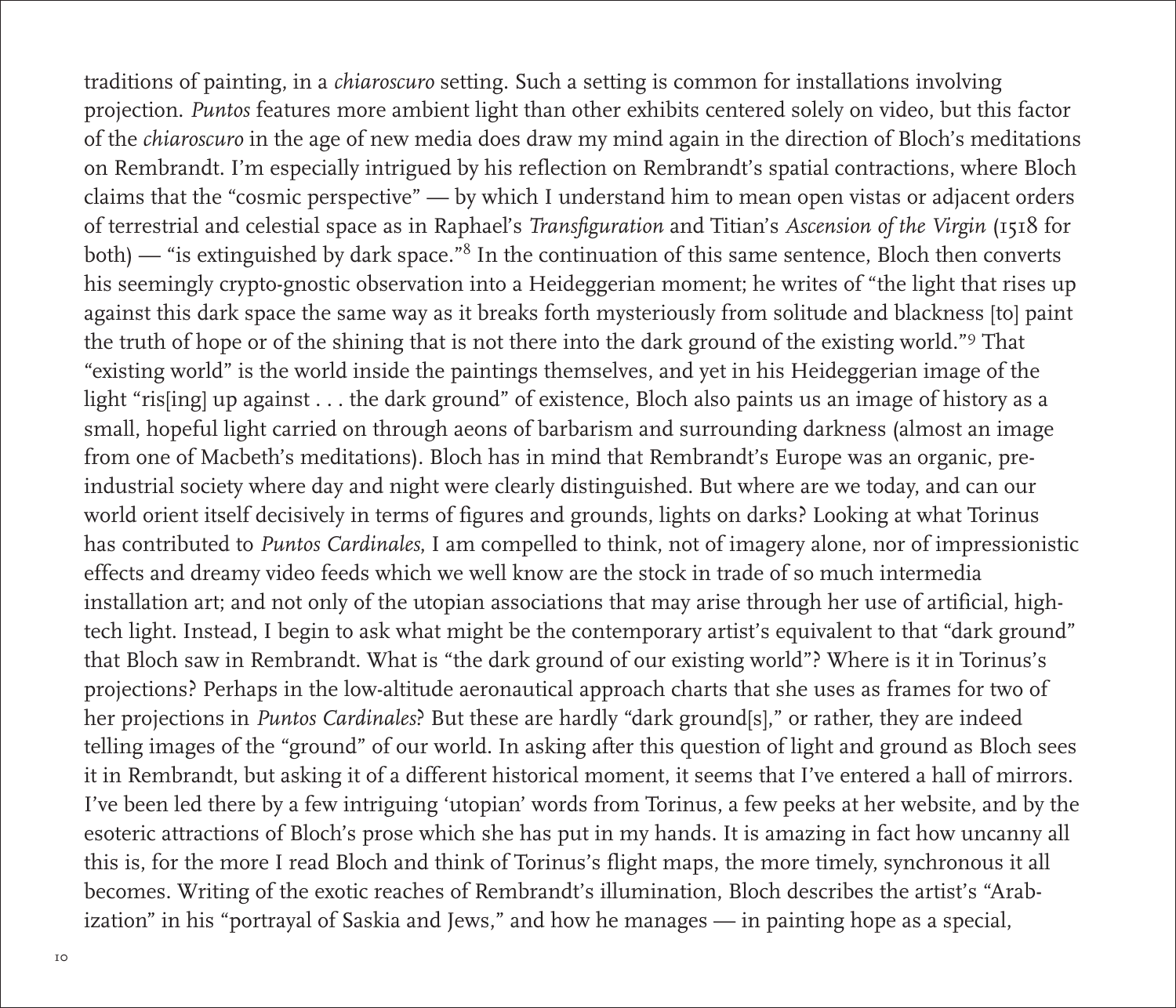traditions of painting, in a *chiaroscuro* setting. Such a setting is common for installations involving projection. *Puntos* features more ambient light than other exhibits centered solely on video, but this factor of the *chiaroscuro* in the age of new media does draw my mind again in the direction of Bloch's meditations on Rembrandt. I'm especially intrigued by his reflection on Rembrandt's spatial contractions, where Bloch claims that the "cosmic perspective" — by which I understand him to mean open vistas or adjacent orders of terrestrial and celestial space as in Raphael's *Transfiguration* and Titian's *Ascension of the Virgin* (1518 for both) — "is extinguished by dark space."[8] In the continuation of this same sentence, Bloch then converts his seemingly crypto-gnostic observation into a Heideggerian moment; he writes of "the light that rises up against this dark space the same way as it breaks forth mysteriously from solitude and blackness [to] paint the truth of hope or of the shining that is not there into the dark ground of the existing world."[9] That "existing world" is the world inside the paintings themselves, and yet in his Heideggerian image of the light "ris[ing] up against . . . the dark ground" of existence, Bloch also paints us an image of history as a small, hopeful light carried on through aeons of barbarism and surrounding darkness (almost an image from one of Macbeth's meditations). Bloch has in mind that Rembrandt's Europe was an organic, pre-industrial society where day and night were clearly distinguished. But where are we today, and can our world orient itself decisively in terms of figures and grounds, lights on darks? Looking at what Torinus has contributed to *Puntos Cardinales*, I am compelled to think, not of imagery alone, nor of impressionistic effects and dreamy video feeds which we well know are the stock in trade of so much intermedia installation art; and not only of the utopian associations that may arise through her use of artificial, high-tech light. Instead, I begin to ask what might be the contemporary artist's equivalent to that "dark ground" that Bloch saw in Rembrandt. What is "the dark ground of our existing world"? Where is it in Torinus's projections? Perhaps in the low-altitude aeronautical approach charts that she uses as frames for two of her projections in *Puntos Cardinales*? But these are hardly "dark ground[s]," or rather, they are indeed telling images of the "ground" of our world. In asking after this question of light and ground as Bloch sees it in Rembrandt, but asking it of a different historical moment, it seems that I've entered a hall of mirrors. I've been led there by a few intriguing 'utopian' words from Torinus, a few peeks at her website, and by the esoteric attractions of Bloch's prose which she has put in my hands. It is amazing in fact how uncanny all this is, for the more I read Bloch and think of Torinus's flight maps, the more timely, synchronous it all becomes. Writing of the exotic reaches of Rembrandt's illumination, Bloch describes the artist's "Arabization" in his "portrayal of Saskia and Jews," and how he manages — in painting hope as a special,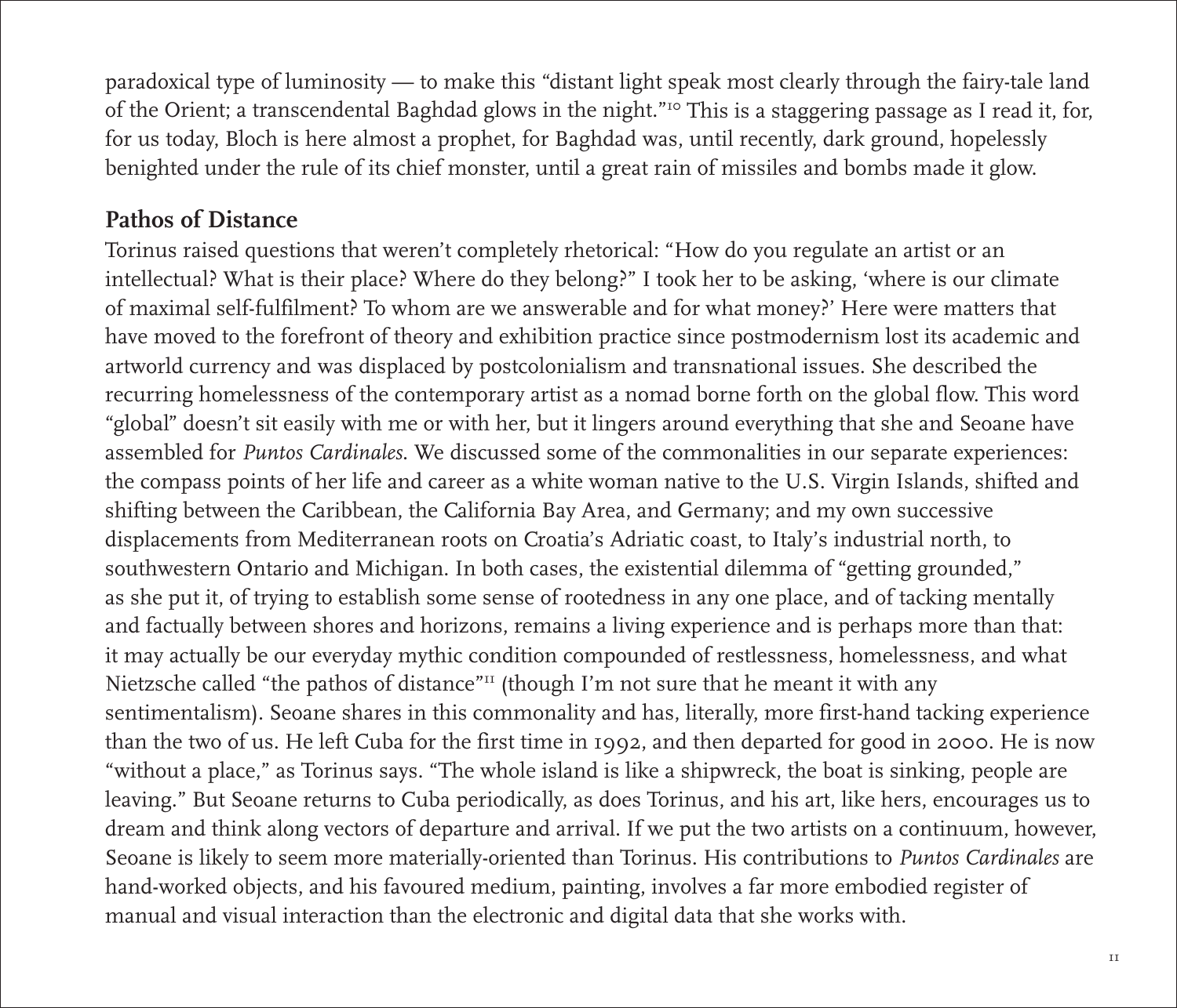paradoxical type of luminosity — to make this "distant light speak most clearly through the fairy-tale land of the Orient; a transcendental Baghdad glows in the night."[10] This is a staggering passage as I read it, for, for us today, Bloch is here almost a prophet, for Baghdad was, until recently, dark ground, hopelessly benighted under the rule of its chief monster, until a great rain of missiles and bombs made it glow.

## Pathos of Distance

Torinus raised questions that weren't completely rhetorical: "How do you regulate an artist or an intellectual? What is their place? Where do they belong?" I took her to be asking, 'where is our climate of maximal self-fulfilment? To whom are we answerable and for what money?' Here were matters that have moved to the forefront of theory and exhibition practice since postmodernism lost its academic and artworld currency and was displaced by postcolonialism and transnational issues. She described the recurring homelessness of the contemporary artist as a nomad borne forth on the global flow. This word "global" doesn't sit easily with me or with her, but it lingers around everything that she and Seoane have assembled for *Puntos Cardinales*. We discussed some of the commonalities in our separate experiences: the compass points of her life and career as a white woman native to the U.S. Virgin Islands, shifted and shifting between the Caribbean, the California Bay Area, and Germany; and my own successive displacements from Mediterranean roots on Croatia's Adriatic coast, to Italy's industrial north, to southwestern Ontario and Michigan. In both cases, the existential dilemma of "getting grounded," as she put it, of trying to establish some sense of rootedness in any one place, and of tacking mentally and factually between shores and horizons, remains a living experience and is perhaps more than that: it may actually be our everyday mythic condition compounded of restlessness, homelessness, and what Nietzsche called "the pathos of distance"[11] (though I'm not sure that he meant it with any sentimentalism). Seoane shares in this commonality and has, literally, more first-hand tacking experience than the two of us. He left Cuba for the first time in 1992, and then departed for good in 2000. He is now "without a place," as Torinus says. "The whole island is like a shipwreck, the boat is sinking, people are leaving." But Seoane returns to Cuba periodically, as does Torinus, and his art, like hers, encourages us to dream and think along vectors of departure and arrival. If we put the two artists on a continuum, however, Seoane is likely to seem more materially-oriented than Torinus. His contributions to *Puntos Cardinales* are hand-worked objects, and his favoured medium, painting, involves a far more embodied register of manual and visual interaction than the electronic and digital data that she works with.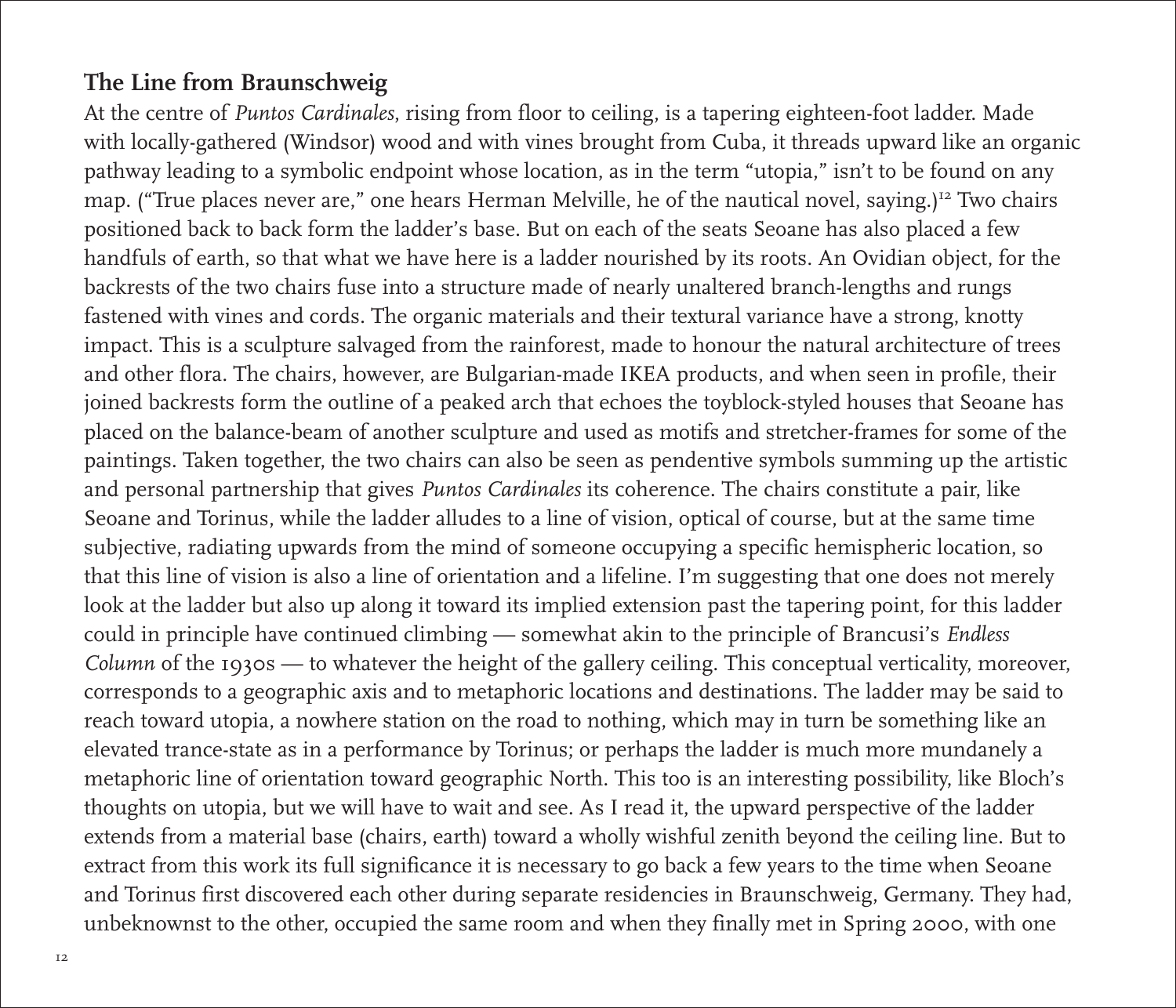## The Line from Braunschweig

At the centre of *Puntos Cardinales*, rising from floor to ceiling, is a tapering eighteen-foot ladder. Made with locally-gathered (Windsor) wood and with vines brought from Cuba, it threads upward like an organic pathway leading to a symbolic endpoint whose location, as in the term "utopia," isn't to be found on any map. ("True places never are," one hears Herman Melville, he of the nautical novel, saying.)[12] Two chairs positioned back to back form the ladder's base. But on each of the seats Seoane has also placed a few handfuls of earth, so that what we have here is a ladder nourished by its roots. An Ovidian object, for the backrests of the two chairs fuse into a structure made of nearly unaltered branch-lengths and rungs fastened with vines and cords. The organic materials and their textural variance have a strong, knotty impact. This is a sculpture salvaged from the rainforest, made to honour the natural architecture of trees and other flora. The chairs, however, are Bulgarian-made IKEA products, and when seen in profile, their joined backrests form the outline of a peaked arch that echoes the toyblock-styled houses that Seoane has placed on the balance-beam of another sculpture and used as motifs and stretcher-frames for some of the paintings. Taken together, the two chairs can also be seen as pendentive symbols summing up the artistic and personal partnership that gives *Puntos Cardinales* its coherence. The chairs constitute a pair, like Seoane and Torinus, while the ladder alludes to a line of vision, optical of course, but at the same time subjective, radiating upwards from the mind of someone occupying a specific hemispheric location, so that this line of vision is also a line of orientation and a lifeline. I'm suggesting that one does not merely look at the ladder but also up along it toward its implied extension past the tapering point, for this ladder could in principle have continued climbing — somewhat akin to the principle of Brancusi's *Endless Column* of the 1930s — to whatever the height of the gallery ceiling. This conceptual verticality, moreover, corresponds to a geographic axis and to metaphoric locations and destinations. The ladder may be said to reach toward utopia, a nowhere station on the road to nothing, which may in turn be something like an elevated trance-state as in a performance by Torinus; or perhaps the ladder is much more mundanely a metaphoric line of orientation toward geographic North. This too is an interesting possibility, like Bloch's thoughts on utopia, but we will have to wait and see. As I read it, the upward perspective of the ladder extends from a material base (chairs, earth) toward a wholly wishful zenith beyond the ceiling line. But to extract from this work its full significance it is necessary to go back a few years to the time when Seoane and Torinus first discovered each other during separate residencies in Braunschweig, Germany. They had, unbeknownst to the other, occupied the same room and when they finally met in Spring 2000, with one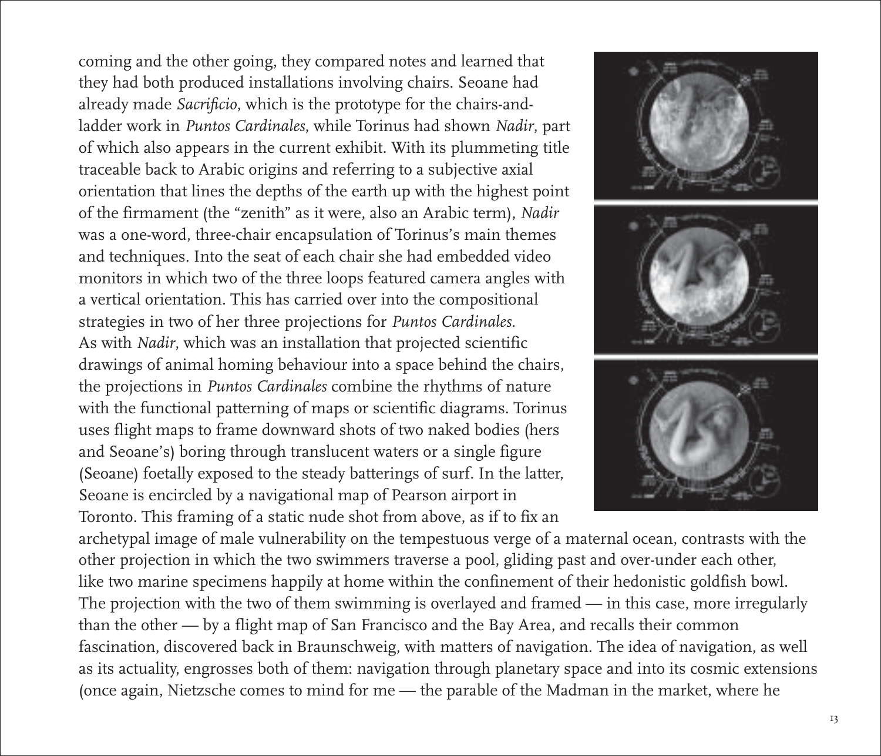coming and the other going, they compared notes and learned that they had both produced installations involving chairs. Seoane had already made *Sacrificio*, which is the prototype for the chairs-and-ladder work in *Puntos Cardinales*, while Torinus had shown *Nadir*, part of which also appears in the current exhibit. With its plummeting title traceable back to Arabic origins and referring to a subjective axial orientation that lines the depths of the earth up with the highest point of the firmament (the "zenith" as it were, also an Arabic term), *Nadir* was a one-word, three-chair encapsulation of Torinus's main themes and techniques. Into the seat of each chair she had embedded video monitors in which two of the three loops featured camera angles with a vertical orientation. This has carried over into the compositional strategies in two of her three projections for *Puntos Cardinales*. As with *Nadir*, which was an installation that projected scientific drawings of animal homing behaviour into a space behind the chairs, the projections in *Puntos Cardinales* combine the rhythms of nature with the functional patterning of maps or scientific diagrams. Torinus uses flight maps to frame downward shots of two naked bodies (hers and Seoane's) boring through translucent waters or a single figure (Seoane) foetally exposed to the steady batterings of surf. In the latter, Seoane is encircled by a navigational map of Pearson airport in Toronto. This framing of a static nude shot from above, as if to fix an archetypal image of male vulnerability on the tempestuous verge of a maternal ocean, contrasts with the other projection in which the two swimmers traverse a pool, gliding past and over-under each other, like two marine specimens happily at home within the confinement of their hedonistic goldfish bowl. The projection with the two of them swimming is overlayed and framed — in this case, more irregularly than the other — by a flight map of San Francisco and the Bay Area, and recalls their common fascination, discovered back in Braunschweig, with matters of navigation. The idea of navigation, as well as its actuality, engrosses both of them: navigation through planetary space and into its cosmic extensions (once again, Nietzsche comes to mind for me — the parable of the Madman in the market, where he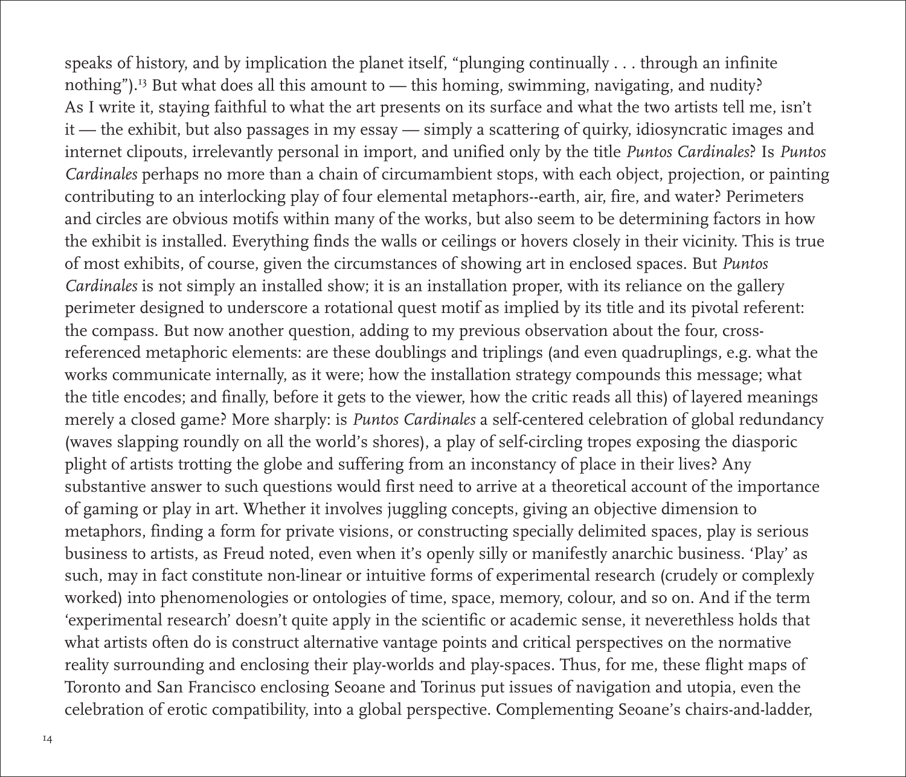speaks of history, and by implication the planet itself, "plunging continually . . . through an infinite nothing").[13] But what does all this amount to — this homing, swimming, navigating, and nudity? As I write it, staying faithful to what the art presents on its surface and what the two artists tell me, isn't it — the exhibit, but also passages in my essay — simply a scattering of quirky, idiosyncratic images and internet clipouts, irrelevantly personal in import, and unified only by the title *Puntos Cardinales*? Is *Puntos Cardinales* perhaps no more than a chain of circumambient stops, with each object, projection, or painting contributing to an interlocking play of four elemental metaphors--earth, air, fire, and water? Perimeters and circles are obvious motifs within many of the works, but also seem to be determining factors in how the exhibit is installed. Everything finds the walls or ceilings or hovers closely in their vicinity. This is true of most exhibits, of course, given the circumstances of showing art in enclosed spaces. But *Puntos Cardinales* is not simply an installed show; it is an installation proper, with its reliance on the gallery perimeter designed to underscore a rotational quest motif as implied by its title and its pivotal referent: the compass. But now another question, adding to my previous observation about the four, cross-referenced metaphoric elements: are these doublings and triplings (and even quadruplings, e.g. what the works communicate internally, as it were; how the installation strategy compounds this message; what the title encodes; and finally, before it gets to the viewer, how the critic reads all this) of layered meanings merely a closed game? More sharply: is *Puntos Cardinales* a self-centered celebration of global redundancy (waves slapping roundly on all the world's shores), a play of self-circling tropes exposing the diasporic plight of artists trotting the globe and suffering from an inconstancy of place in their lives? Any substantive answer to such questions would first need to arrive at a theoretical account of the importance of gaming or play in art. Whether it involves juggling concepts, giving an objective dimension to metaphors, finding a form for private visions, or constructing specially delimited spaces, play is serious business to artists, as Freud noted, even when it's openly silly or manifestly anarchic business. 'Play' as such, may in fact constitute non-linear or intuitive forms of experimental research (crudely or complexly worked) into phenomenologies or ontologies of time, space, memory, colour, and so on. And if the term 'experimental research' doesn't quite apply in the scientific or academic sense, it neverethless holds that what artists often do is construct alternative vantage points and critical perspectives on the normative reality surrounding and enclosing their play-worlds and play-spaces. Thus, for me, these flight maps of Toronto and San Francisco enclosing Seoane and Torinus put issues of navigation and utopia, even the celebration of erotic compatibility, into a global perspective. Complementing Seoane's chairs-and-ladder,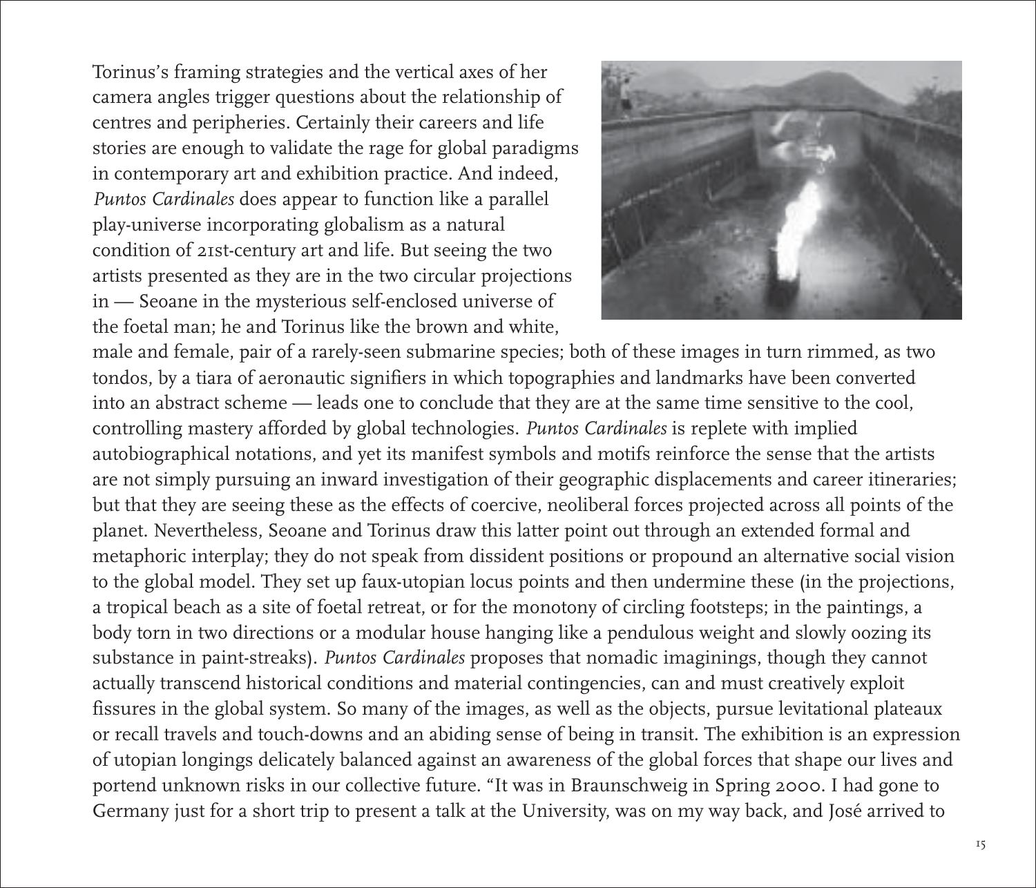Torinus's framing strategies and the vertical axes of her camera angles trigger questions about the relationship of centres and peripheries. Certainly their careers and life stories are enough to validate the rage for global paradigms in contemporary art and exhibition practice. And indeed, *Puntos Cardinales* does appear to function like a parallel play-universe incorporating globalism as a natural condition of 21st-century art and life. But seeing the two artists presented as they are in the two circular projections in — Seoane in the mysterious self-enclosed universe of the foetal man; he and Torinus like the brown and white, male and female, pair of a rarely-seen submarine species; both of these images in turn rimmed, as two tondos, by a tiara of aeronautic signifiers in which topographies and landmarks have been converted into an abstract scheme — leads one to conclude that they are at the same time sensitive to the cool, controlling mastery afforded by global technologies. *Puntos Cardinales* is replete with implied autobiographical notations, and yet its manifest symbols and motifs reinforce the sense that the artists are not simply pursuing an inward investigation of their geographic displacements and career itineraries; but that they are seeing these as the effects of coercive, neoliberal forces projected across all points of the planet. Nevertheless, Seoane and Torinus draw this latter point out through an extended formal and metaphoric interplay; they do not speak from dissident positions or propound an alternative social vision to the global model. They set up faux-utopian locus points and then undermine these (in the projections, a tropical beach as a site of foetal retreat, or for the monotony of circling footsteps; in the paintings, a body torn in two directions or a modular house hanging like a pendulous weight and slowly oozing its substance in paint-streaks). *Puntos Cardinales* proposes that nomadic imaginings, though they cannot actually transcend historical conditions and material contingencies, can and must creatively exploit fissures in the global system. So many of the images, as well as the objects, pursue levitational plateaux or recall travels and touch-downs and an abiding sense of being in transit. The exhibition is an expression of utopian longings delicately balanced against an awareness of the global forces that shape our lives and portend unknown risks in our collective future. "It was in Braunschweig in Spring 2000. I had gone to Germany just for a short trip to present a talk at the University, was on my way back, and José arrived to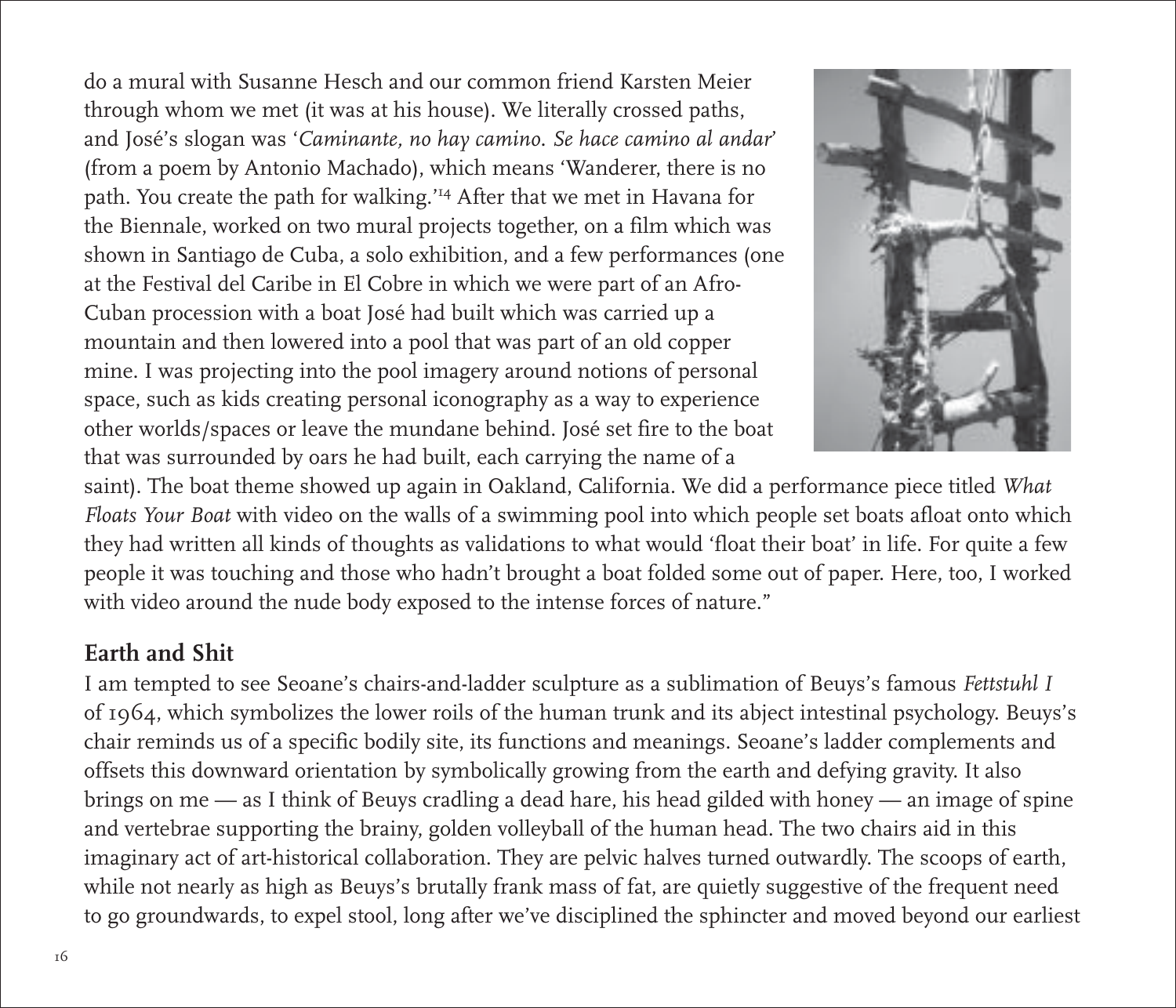do a mural with Susanne Hesch and our common friend Karsten Meier through whom we met (it was at his house). We literally crossed paths, and José's slogan was '*Caminante, no hay camino. Se hace camino al andar*' (from a poem by Antonio Machado), which means 'Wanderer, there is no path. You create the path for walking.'[14] After that we met in Havana for the Biennale, worked on two mural projects together, on a film which was shown in Santiago de Cuba, a solo exhibition, and a few performances (one at the Festival del Caribe in El Cobre in which we were part of an Afro-Cuban procession with a boat José had built which was carried up a mountain and then lowered into a pool that was part of an old copper mine. I was projecting into the pool imagery around notions of personal space, such as kids creating personal iconography as a way to experience other worlds/spaces or leave the mundane behind. José set fire to the boat that was surrounded by oars he had built, each carrying the name of a saint). The boat theme showed up again in Oakland, California. We did a performance piece titled *What Floats Your Boat* with video on the walls of a swimming pool into which people set boats afloat onto which they had written all kinds of thoughts as validations to what would 'float their boat' in life. For quite a few people it was touching and those who hadn't brought a boat folded some out of paper. Here, too, I worked with video around the nude body exposed to the intense forces of nature."

## Earth and Shit

I am tempted to see Seoane's chairs-and-ladder sculpture as a sublimation of Beuys's famous *Fettstuhl I* of 1964, which symbolizes the lower roils of the human trunk and its abject intestinal psychology. Beuys's chair reminds us of a specific bodily site, its functions and meanings. Seoane's ladder complements and offsets this downward orientation by symbolically growing from the earth and defying gravity. It also brings on me — as I think of Beuys cradling a dead hare, his head gilded with honey — an image of spine and vertebrae supporting the brainy, golden volleyball of the human head. The two chairs aid in this imaginary act of art-historical collaboration. They are pelvic halves turned outwardly. The scoops of earth, while not nearly as high as Beuys's brutally frank mass of fat, are quietly suggestive of the frequent need to go groundwards, to expel stool, long after we've disciplined the sphincter and moved beyond our earliest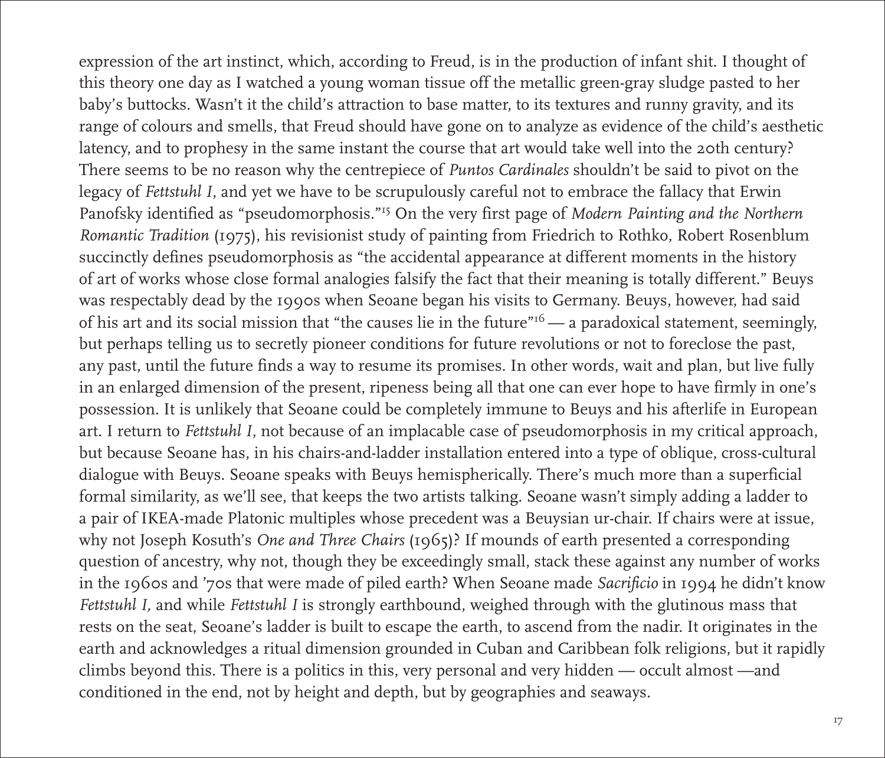expression of the art instinct, which, according to Freud, is in the production of infant shit. I thought of this theory one day as I watched a young woman tissue off the metallic green-gray sludge pasted to her baby's buttocks. Wasn't it the child's attraction to base matter, to its textures and runny gravity, and its range of colours and smells, that Freud should have gone on to analyze as evidence of the child's aesthetic latency, and to prophesy in the same instant the course that art would take well into the 20th century? There seems to be no reason why the centrepiece of *Puntos Cardinales* shouldn't be said to pivot on the legacy of *Fettstuhl I*, and yet we have to be scrupulously careful not to embrace the fallacy that Erwin Panofsky identified as "pseudomorphosis."[15] On the very first page of *Modern Painting and the Northern Romantic Tradition* (1975), his revisionist study of painting from Friedrich to Rothko, Robert Rosenblum succinctly defines pseudomorphosis as "the accidental appearance at different moments in the history of art of works whose close formal analogies falsify the fact that their meaning is totally different." Beuys was respectably dead by the 1990s when Seoane began his visits to Germany. Beuys, however, had said of his art and its social mission that "the causes lie in the future"[16] — a paradoxical statement, seemingly, but perhaps telling us to secretly pioneer conditions for future revolutions or not to foreclose the past, any past, until the future finds a way to resume its promises. In other words, wait and plan, but live fully in an enlarged dimension of the present, ripeness being all that one can ever hope to have firmly in one's possession. It is unlikely that Seoane could be completely immune to Beuys and his afterlife in European art. I return to *Fettstuhl I*, not because of an implacable case of pseudomorphosis in my critical approach, but because Seoane has, in his chairs-and-ladder installation entered into a type of oblique, cross-cultural dialogue with Beuys. Seoane speaks with Beuys hemispherically. There's much more than a superficial formal similarity, as we'll see, that keeps the two artists talking. Seoane wasn't simply adding a ladder to a pair of IKEA-made Platonic multiples whose precedent was a Beuysian ur-chair. If chairs were at issue, why not Joseph Kosuth's *One and Three Chairs* (1965)? If mounds of earth presented a corresponding question of ancestry, why not, though they be exceedingly small, stack these against any number of works in the 1960s and '70s that were made of piled earth? When Seoane made *Sacrificio* in 1994 he didn't know *Fettstuhl I,* and while *Fettstuhl I* is strongly earthbound, weighed through with the glutinous mass that rests on the seat, Seoane's ladder is built to escape the earth, to ascend from the nadir. It originates in the earth and acknowledges a ritual dimension grounded in Cuban and Caribbean folk religions, but it rapidly climbs beyond this. There is a politics in this, very personal and very hidden — occult almost —and conditioned in the end, not by height and depth, but by geographies and seaways.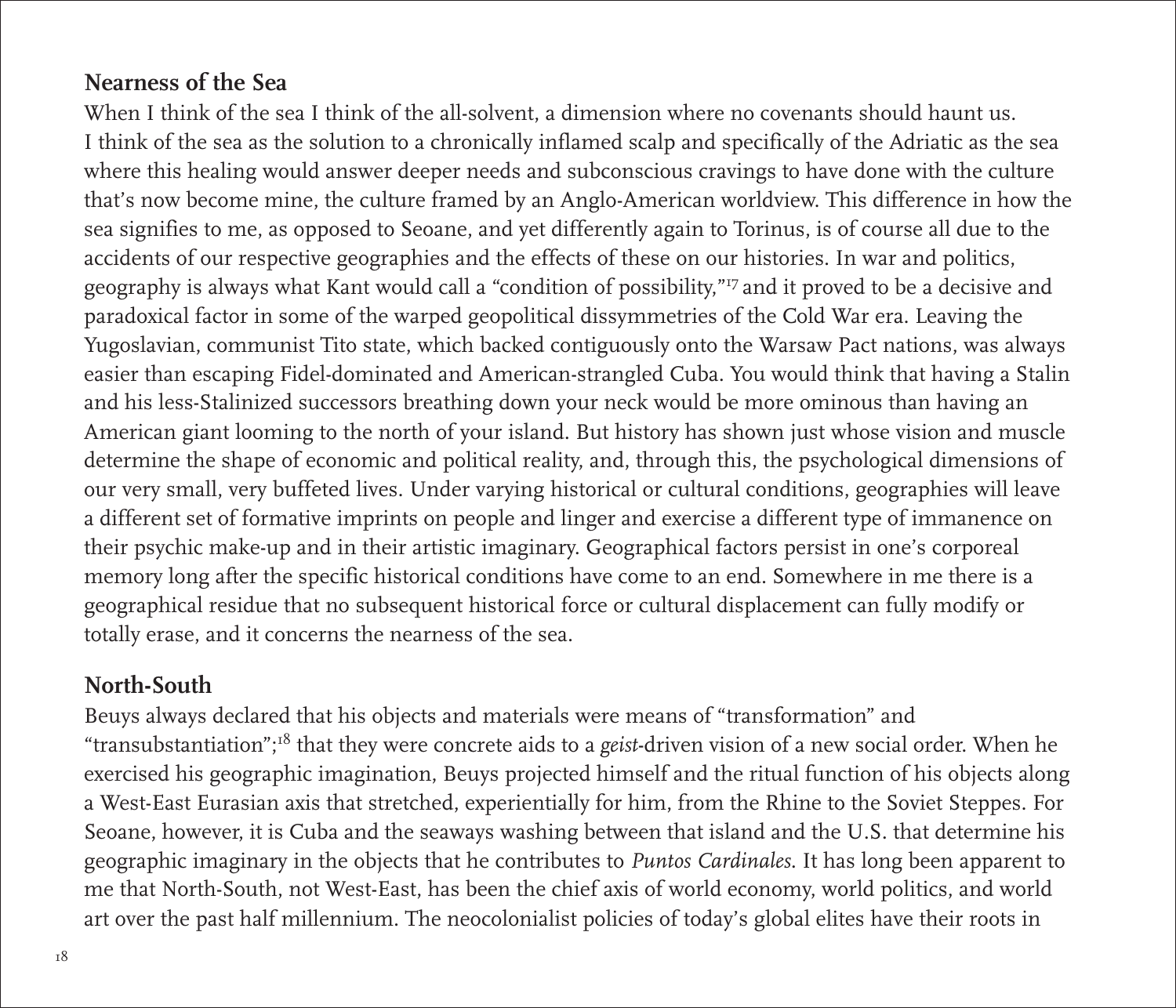## Nearness of the Sea

When I think of the sea I think of the all-solvent, a dimension where no covenants should haunt us. I think of the sea as the solution to a chronically inflamed scalp and specifically of the Adriatic as the sea where this healing would answer deeper needs and subconscious cravings to have done with the culture that's now become mine, the culture framed by an Anglo-American worldview. This difference in how the sea signifies to me, as opposed to Seoane, and yet differently again to Torinus, is of course all due to the accidents of our respective geographies and the effects of these on our histories. In war and politics, geography is always what Kant would call a "condition of possibility,"[17] and it proved to be a decisive and paradoxical factor in some of the warped geopolitical dissymmetries of the Cold War era. Leaving the Yugoslavian, communist Tito state, which backed contiguously onto the Warsaw Pact nations, was always easier than escaping Fidel-dominated and American-strangled Cuba. You would think that having a Stalin and his less-Stalinized successors breathing down your neck would be more ominous than having an American giant looming to the north of your island. But history has shown just whose vision and muscle determine the shape of economic and political reality, and, through this, the psychological dimensions of our very small, very buffeted lives. Under varying historical or cultural conditions, geographies will leave a different set of formative imprints on people and linger and exercise a different type of immanence on their psychic make-up and in their artistic imaginary. Geographical factors persist in one's corporeal memory long after the specific historical conditions have come to an end. Somewhere in me there is a geographical residue that no subsequent historical force or cultural displacement can fully modify or totally erase, and it concerns the nearness of the sea.

## North-South

Beuys always declared that his objects and materials were means of "transformation" and "transubstantiation";[18] that they were concrete aids to a *geist*-driven vision of a new social order. When he exercised his geographic imagination, Beuys projected himself and the ritual function of his objects along a West-East Eurasian axis that stretched, experientially for him, from the Rhine to the Soviet Steppes. For Seoane, however, it is Cuba and the seaways washing between that island and the U.S. that determine his geographic imaginary in the objects that he contributes to *Puntos Cardinales*. It has long been apparent to me that North-South, not West-East, has been the chief axis of world economy, world politics, and world art over the past half millennium. The neocolonialist policies of today's global elites have their roots in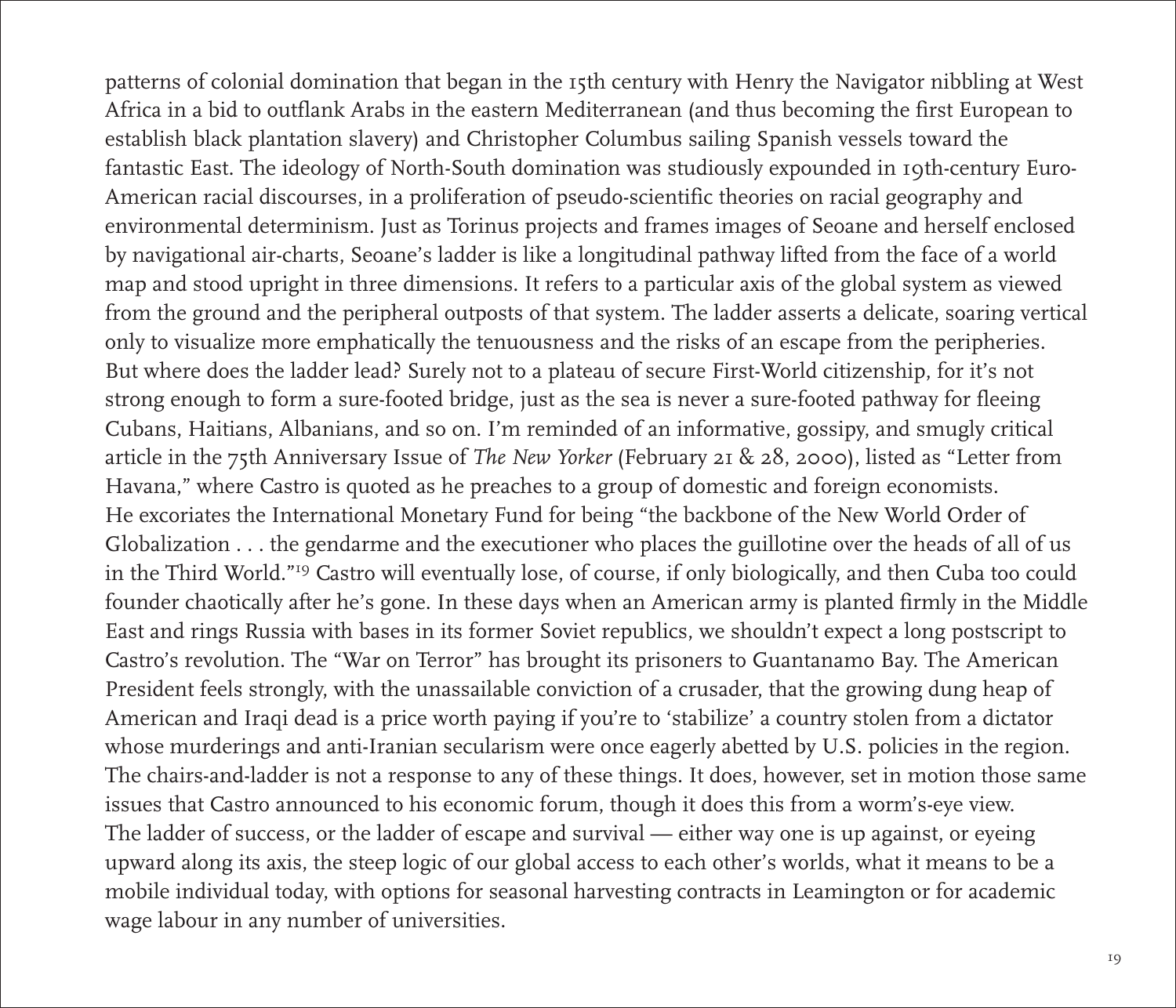patterns of colonial domination that began in the 15th century with Henry the Navigator nibbling at West Africa in a bid to outflank Arabs in the eastern Mediterranean (and thus becoming the first European to establish black plantation slavery) and Christopher Columbus sailing Spanish vessels toward the fantastic East. The ideology of North-South domination was studiously expounded in 19th-century Euro-American racial discourses, in a proliferation of pseudo-scientific theories on racial geography and environmental determinism. Just as Torinus projects and frames images of Seoane and herself enclosed by navigational air-charts, Seoane's ladder is like a longitudinal pathway lifted from the face of a world map and stood upright in three dimensions. It refers to a particular axis of the global system as viewed from the ground and the peripheral outposts of that system. The ladder asserts a delicate, soaring vertical only to visualize more emphatically the tenuousness and the risks of an escape from the peripheries. But where does the ladder lead? Surely not to a plateau of secure First-World citizenship, for it's not strong enough to form a sure-footed bridge, just as the sea is never a sure-footed pathway for fleeing Cubans, Haitians, Albanians, and so on. I'm reminded of an informative, gossipy, and smugly critical article in the 75th Anniversary Issue of *The New Yorker* (February 21 & 28, 2000), listed as "Letter from Havana," where Castro is quoted as he preaches to a group of domestic and foreign economists. He excoriates the International Monetary Fund for being "the backbone of the New World Order of Globalization . . . the gendarme and the executioner who places the guillotine over the heads of all of us in the Third World."[19] Castro will eventually lose, of course, if only biologically, and then Cuba too could founder chaotically after he's gone. In these days when an American army is planted firmly in the Middle East and rings Russia with bases in its former Soviet republics, we shouldn't expect a long postscript to Castro's revolution. The "War on Terror" has brought its prisoners to Guantanamo Bay. The American President feels strongly, with the unassailable conviction of a crusader, that the growing dung heap of American and Iraqi dead is a price worth paying if you're to 'stabilize' a country stolen from a dictator whose murderings and anti-Iranian secularism were once eagerly abetted by U.S. policies in the region. The chairs-and-ladder is not a response to any of these things. It does, however, set in motion those same issues that Castro announced to his economic forum, though it does this from a worm's-eye view. The ladder of success, or the ladder of escape and survival — either way one is up against, or eyeing upward along its axis, the steep logic of our global access to each other's worlds, what it means to be a mobile individual today, with options for seasonal harvesting contracts in Leamington or for academic wage labour in any number of universities.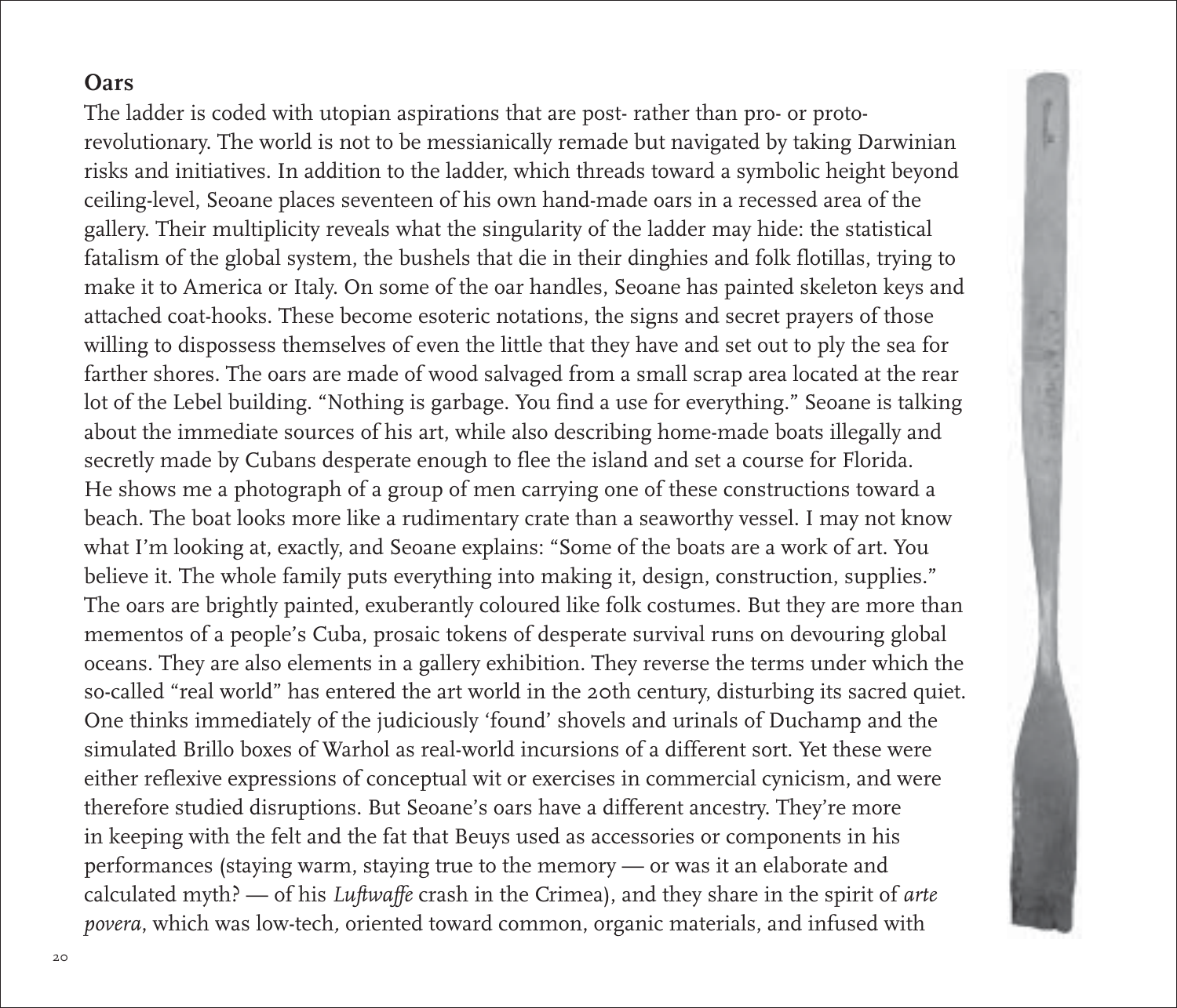**Oars**

The ladder is coded with utopian aspirations that are post- rather than pro- or proto-revolutionary. The world is not to be messianically remade but navigated by taking Darwinian risks and initiatives. In addition to the ladder, which threads toward a symbolic height beyond ceiling-level, Seoane places seventeen of his own hand-made oars in a recessed area of the gallery. Their multiplicity reveals what the singularity of the ladder may hide: the statistical fatalism of the global system, the bushels that die in their dinghies and folk flotillas, trying to make it to America or Italy. On some of the oar handles, Seoane has painted skeleton keys and attached coat-hooks. These become esoteric notations, the signs and secret prayers of those willing to dispossess themselves of even the little that they have and set out to ply the sea for farther shores. The oars are made of wood salvaged from a small scrap area located at the rear lot of the Lebel building. "Nothing is garbage. You find a use for everything." Seoane is talking about the immediate sources of his art, while also describing home-made boats illegally and secretly made by Cubans desperate enough to flee the island and set a course for Florida. He shows me a photograph of a group of men carrying one of these constructions toward a beach. The boat looks more like a rudimentary crate than a seaworthy vessel. I may not know what I'm looking at, exactly, and Seoane explains: "Some of the boats are a work of art. You believe it. The whole family puts everything into making it, design, construction, supplies." The oars are brightly painted, exuberantly coloured like folk costumes. But they are more than mementos of a people's Cuba, prosaic tokens of desperate survival runs on devouring global oceans. They are also elements in a gallery exhibition. They reverse the terms under which the so-called "real world" has entered the art world in the 20th century, disturbing its sacred quiet. One thinks immediately of the judiciously 'found' shovels and urinals of Duchamp and the simulated Brillo boxes of Warhol as real-world incursions of a different sort. Yet these were either reflexive expressions of conceptual wit or exercises in commercial cynicism, and were therefore studied disruptions. But Seoane's oars have a different ancestry. They're more in keeping with the felt and the fat that Beuys used as accessories or components in his performances (staying warm, staying true to the memory — or was it an elaborate and calculated myth? — of his *Luftwaffe* crash in the Crimea), and they share in the spirit of *arte povera*, which was low-tech, oriented toward common, organic materials, and infused with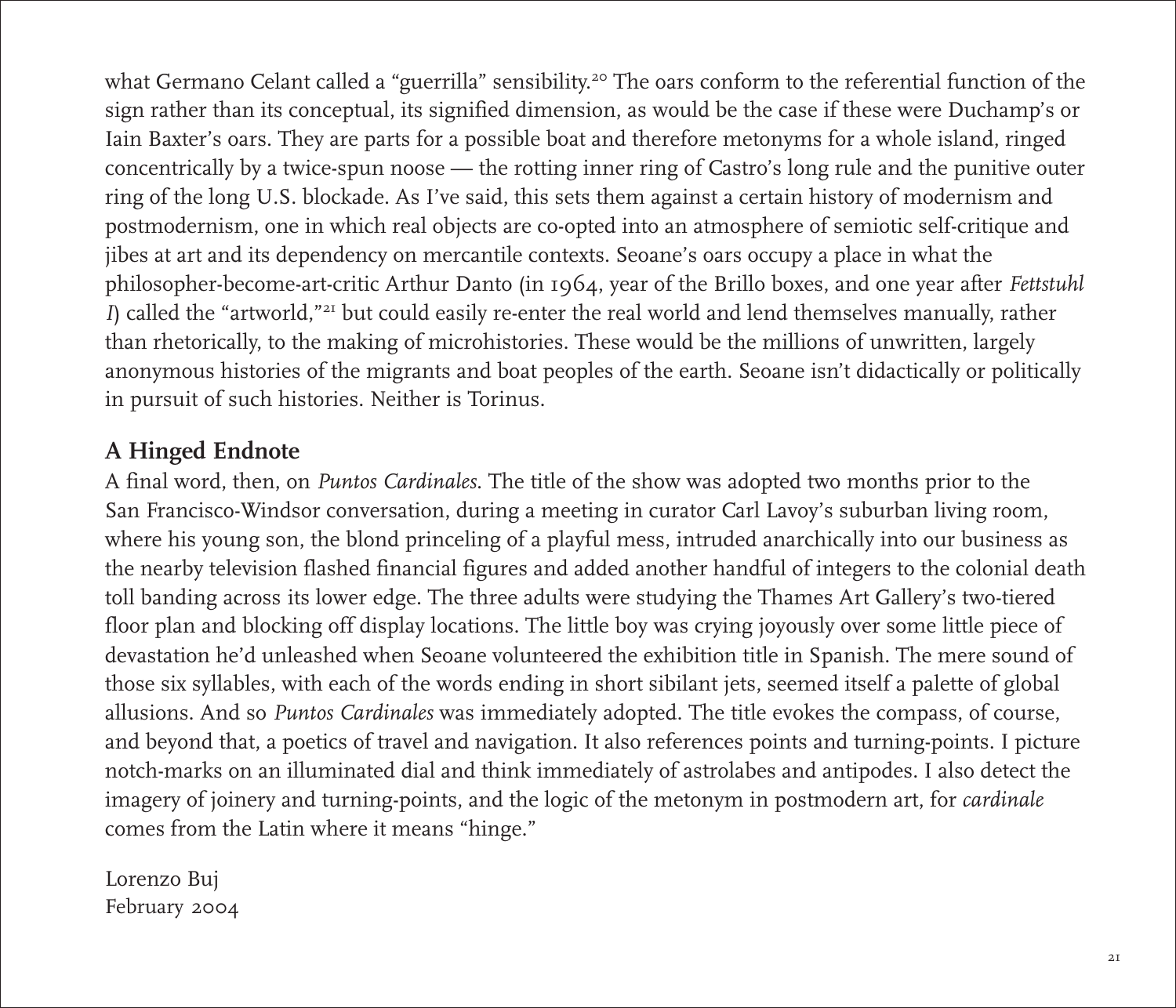what Germano Celant called a "guerrilla" sensibility.[20] The oars conform to the referential function of the sign rather than its conceptual, its signified dimension, as would be the case if these were Duchamp's or Iain Baxter's oars. They are parts for a possible boat and therefore metonyms for a whole island, ringed concentrically by a twice-spun noose — the rotting inner ring of Castro's long rule and the punitive outer ring of the long U.S. blockade. As I've said, this sets them against a certain history of modernism and postmodernism, one in which real objects are co-opted into an atmosphere of semiotic self-critique and jibes at art and its dependency on mercantile contexts. Seoane's oars occupy a place in what the philosopher-become-art-critic Arthur Danto (in 1964, year of the Brillo boxes, and one year after *Fettstuhl I*) called the "artworld,"[21] but could easily re-enter the real world and lend themselves manually, rather than rhetorically, to the making of microhistories. These would be the millions of unwritten, largely anonymous histories of the migrants and boat peoples of the earth. Seoane isn't didactically or politically in pursuit of such histories. Neither is Torinus.

## A Hinged Endnote

A final word, then, on *Puntos Cardinales*. The title of the show was adopted two months prior to the San Francisco-Windsor conversation, during a meeting in curator Carl Lavoy's suburban living room, where his young son, the blond princeling of a playful mess, intruded anarchically into our business as the nearby television flashed financial figures and added another handful of integers to the colonial death toll banding across its lower edge. The three adults were studying the Thames Art Gallery's two-tiered floor plan and blocking off display locations. The little boy was crying joyously over some little piece of devastation he'd unleashed when Seoane volunteered the exhibition title in Spanish. The mere sound of those six syllables, with each of the words ending in short sibilant jets, seemed itself a palette of global allusions. And so *Puntos Cardinales* was immediately adopted. The title evokes the compass, of course, and beyond that, a poetics of travel and navigation. It also references points and turning-points. I picture notch-marks on an illuminated dial and think immediately of astrolabes and antipodes. I also detect the imagery of joinery and turning-points, and the logic of the metonym in postmodern art, for *cardinale* comes from the Latin where it means "hinge."

Lorenzo Buj
February 2004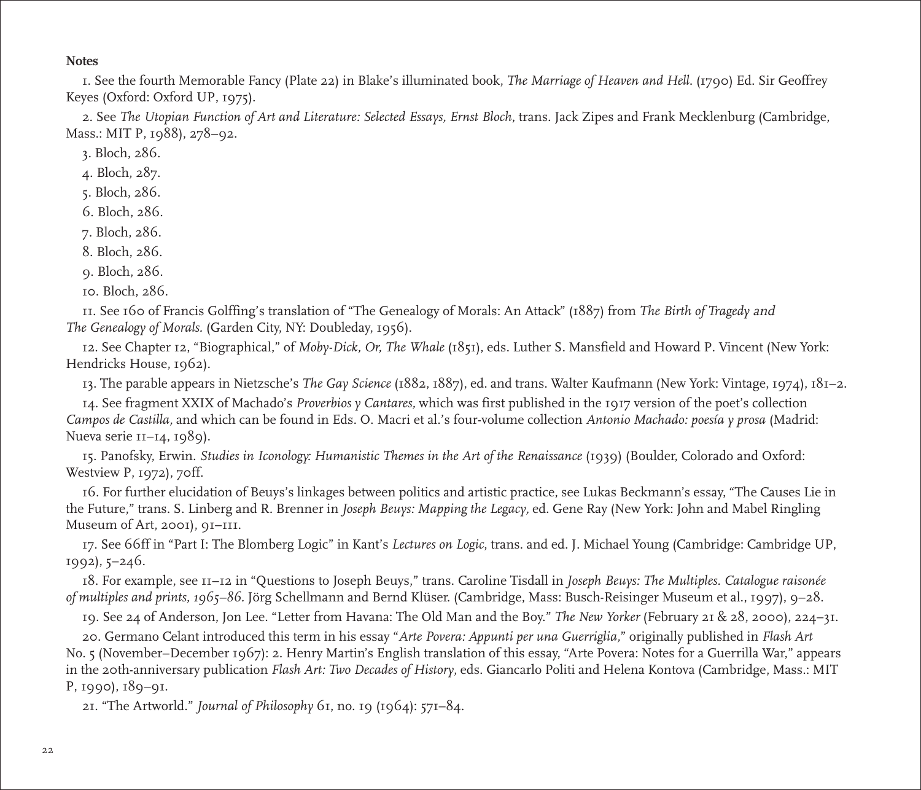**Notes**

1. See the fourth Memorable Fancy (Plate 22) in Blake's illuminated book, *The Marriage of Heaven and Hell*. (1790) Ed. Sir Geoffrey Keyes (Oxford: Oxford UP, 1975).

2. See *The Utopian Function of Art and Literature: Selected Essays, Ernst Bloch*, trans. Jack Zipes and Frank Mecklenburg (Cambridge, Mass.: MIT P, 1988), 278–92.

3. Bloch, 286.

4. Bloch, 287.

5. Bloch, 286.

6. Bloch, 286.

7. Bloch, 286.

8. Bloch, 286.

9. Bloch, 286.

10. Bloch, 286.

11. See 160 of Francis Golffing's translation of "The Genealogy of Morals: An Attack" (1887) from *The Birth of Tragedy and The Genealogy of Morals.* (Garden City, NY: Doubleday, 1956).

12. See Chapter 12, "Biographical," of *Moby-Dick, Or, The Whale* (1851), eds. Luther S. Mansfield and Howard P. Vincent (New York: Hendricks House, 1962).

13. The parable appears in Nietzsche's *The Gay Science* (1882, 1887), ed. and trans. Walter Kaufmann (New York: Vintage, 1974), 181–2.

14. See fragment XXIX of Machado's *Proverbios y Cantares,* which was first published in the 1917 version of the poet's collection *Campos de Castilla,* and which can be found in Eds. O. Macri et al.'s four-volume collection *Antonio Machado: poesía y prosa* (Madrid: Nueva serie 11–14, 1989).

15. Panofsky, Erwin. *Studies in Iconology: Humanistic Themes in the Art of the Renaissance* (1939) (Boulder, Colorado and Oxford: Westview P, 1972), 70ff.

16. For further elucidation of Beuys's linkages between politics and artistic practice, see Lukas Beckmann's essay, "The Causes Lie in the Future," trans. S. Linberg and R. Brenner in *Joseph Beuys: Mapping the Legacy,* ed. Gene Ray (New York: John and Mabel Ringling Museum of Art, 2001), 91–111.

17. See 66ff in "Part I: The Blomberg Logic" in Kant's *Lectures on Logic,* trans. and ed. J. Michael Young (Cambridge: Cambridge UP, 1992), 5–246.

18. For example, see 11–12 in "Questions to Joseph Beuys," trans. Caroline Tisdall in *Joseph Beuys: The Multiples. Catalogue raisonée of multiples and prints, 1965–86.* Jörg Schellmann and Bernd Klüser. (Cambridge, Mass: Busch-Reisinger Museum et al., 1997), 9–28.

19. See 24 of Anderson, Jon Lee. "Letter from Havana: The Old Man and the Boy." *The New Yorker* (February 21 & 28, 2000), 224–31.

20. Germano Celant introduced this term in his essay "*Arte Povera: Appunti per una Guerriglia,*" originally published in *Flash Art* No. 5 (November–December 1967): 2. Henry Martin's English translation of this essay, "Arte Povera: Notes for a Guerrilla War," appears in the 20th-anniversary publication *Flash Art: Two Decades of History*, eds. Giancarlo Politi and Helena Kontova (Cambridge, Mass.: MIT P, 1990), 189–91.

21. "The Artworld." *Journal of Philosophy* 61, no. 19 (1964): 571–84.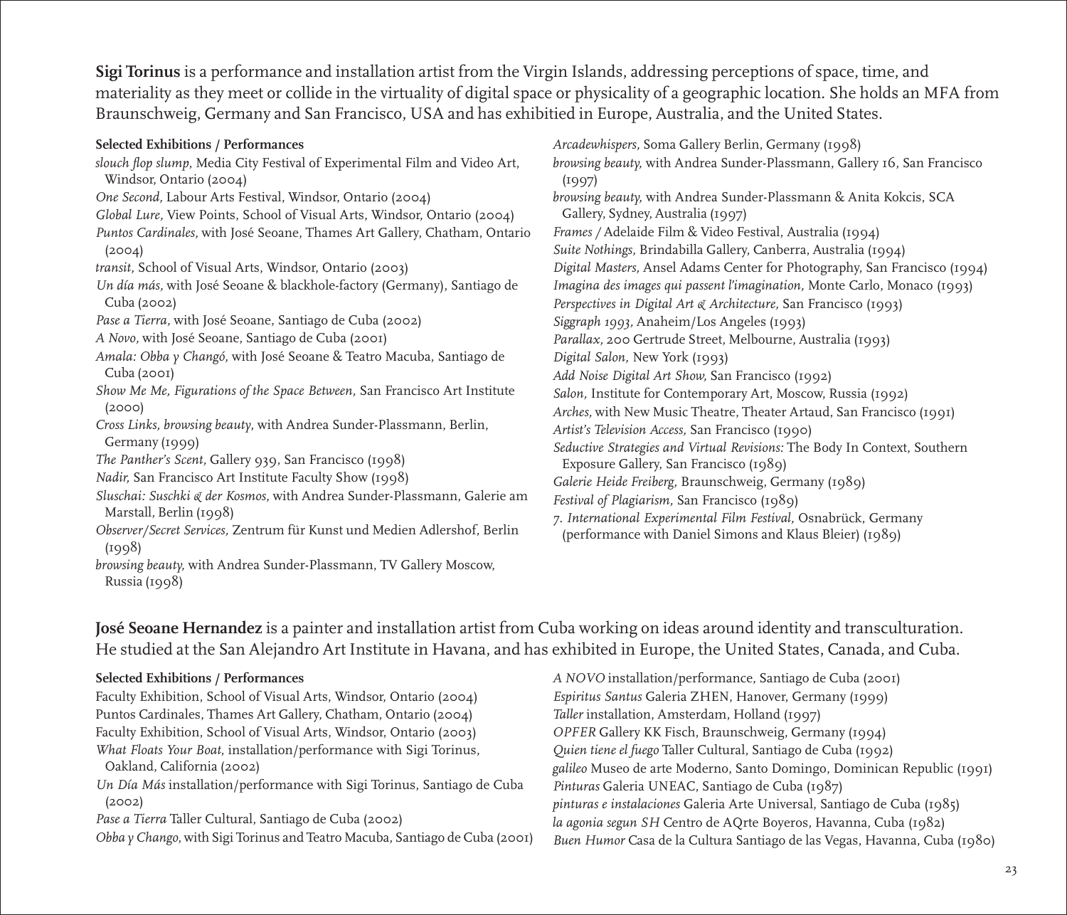**Sigi Torinus** is a performance and installation artist from the Virgin Islands, addressing perceptions of space, time, and materiality as they meet or collide in the virtuality of digital space or physicality of a geographic location. She holds an MFA from Braunschweig, Germany and San Francisco, USA and has exhibitied in Europe, Australia, and the United States.

**Selected Exhibitions / Performances**

*slouch flop slump*, Media City Festival of Experimental Film and Video Art, Windsor, Ontario (2004)
*One Second,* Labour Arts Festival, Windsor, Ontario (2004)
*Global Lure,* View Points, School of Visual Arts, Windsor, Ontario (2004)
*Puntos Cardinales,* with José Seoane, Thames Art Gallery, Chatham, Ontario (2004)
*transit,* School of Visual Arts, Windsor, Ontario (2003)
*Un día más,* with José Seoane & blackhole-factory (Germany), Santiago de Cuba (2002)
*Pase a Tierra,* with José Seoane, Santiago de Cuba (2002)
*A Novo,* with José Seoane, Santiago de Cuba (2001)
*Amala: Obba y Changó,* with José Seoane & Teatro Macuba, Santiago de Cuba (2001)
*Show Me Me, Figurations of the Space Between,* San Francisco Art Institute (2000)
*Cross Links, browsing beauty*, with Andrea Sunder-Plassmann, Berlin, Germany (1999)
*The Panther's Scent,* Gallery 939, San Francisco (1998)
*Nadir,* San Francisco Art Institute Faculty Show (1998)
*Sluschai: Suschki & der Kosmos,* with Andrea Sunder-Plassmann, Galerie am Marstall, Berlin (1998)
*Observer/Secret Services,* Zentrum für Kunst und Medien Adlershof, Berlin (1998)
*browsing beauty,* with Andrea Sunder-Plassmann, TV Gallery Moscow, Russia (1998)
*Arcadewhispers,* Soma Gallery Berlin, Germany (1998)
*browsing beauty,* with Andrea Sunder-Plassmann, Gallery 16, San Francisco (1997)
*browsing beauty,* with Andrea Sunder-Plassmann & Anita Kokcis, SCA Gallery, Sydney, Australia (1997)
*Frames* / Adelaide Film & Video Festival, Australia (1994)
*Suite Nothings,* Brindabilla Gallery, Canberra, Australia (1994)
*Digital Masters,* Ansel Adams Center for Photography, San Francisco (1994)
*Imagina des images qui passent l'imagination,* Monte Carlo, Monaco (1993)
*Perspectives in Digital Art & Architecture,* San Francisco (1993)
*Siggraph 1993,* Anaheim/Los Angeles (1993)
*Parallax,* 200 Gertrude Street, Melbourne, Australia (1993)
*Digital Salon,* New York (1993)
*Add Noise Digital Art Show,* San Francisco (1992)
*Salon,* Institute for Contemporary Art, Moscow, Russia (1992)
*Arches,* with New Music Theatre, Theater Artaud, San Francisco (1991)
*Artist's Television Access,* San Francisco (1990)
*Seductive Strategies and Virtual Revisions:* The Body In Context, Southern Exposure Gallery, San Francisco (1989)
*Galerie Heide Freiberg,* Braunschweig, Germany (1989)
*Festival of Plagiarism,* San Francisco (1989)
*7. International Experimental Film Festival,* Osnabrück, Germany (performance with Daniel Simons and Klaus Bleier) (1989)

**José Seoane Hernandez** is a painter and installation artist from Cuba working on ideas around identity and transculturation. He studied at the San Alejandro Art Institute in Havana, and has exhibited in Europe, the United States, Canada, and Cuba.

**Selected Exhibitions / Performances**

Faculty Exhibition, School of Visual Arts, Windsor, Ontario (2004)
Puntos Cardinales, Thames Art Gallery, Chatham, Ontario (2004)
Faculty Exhibition, School of Visual Arts, Windsor, Ontario (2003)
*What Floats Your Boat*, installation/performance with Sigi Torinus, Oakland, California (2002)
*Un Día Más* installation/performance with Sigi Torinus, Santiago de Cuba (2002)
*Pase a Tierra* Taller Cultural, Santiago de Cuba (2002)
*Obba y Chango,* with Sigi Torinus and Teatro Macuba, Santiago de Cuba (2001)
*A NOVO* installation/performance, Santiago de Cuba (2001)
*Espiritus Santus* Galeria ZHEN, Hanover, Germany (1999)
*Taller* installation, Amsterdam, Holland (1997)
*OPFER* Gallery KK Fisch, Braunschweig, Germany (1994)
*Quien tiene el fuego* Taller Cultural, Santiago de Cuba (1992)
*galileo* Museo de arte Moderno, Santo Domingo, Dominican Republic (1991)
*Pinturas* Galeria UNEAC, Santiago de Cuba (1987)
*pinturas e instalaciones* Galeria Arte Universal, Santiago de Cuba (1985)
*la agonia segun SH* Centro de AQrte Boyeros, Havanna, Cuba (1982)
*Buen Humor* Casa de la Cultura Santiago de las Vegas, Havanna, Cuba (1980)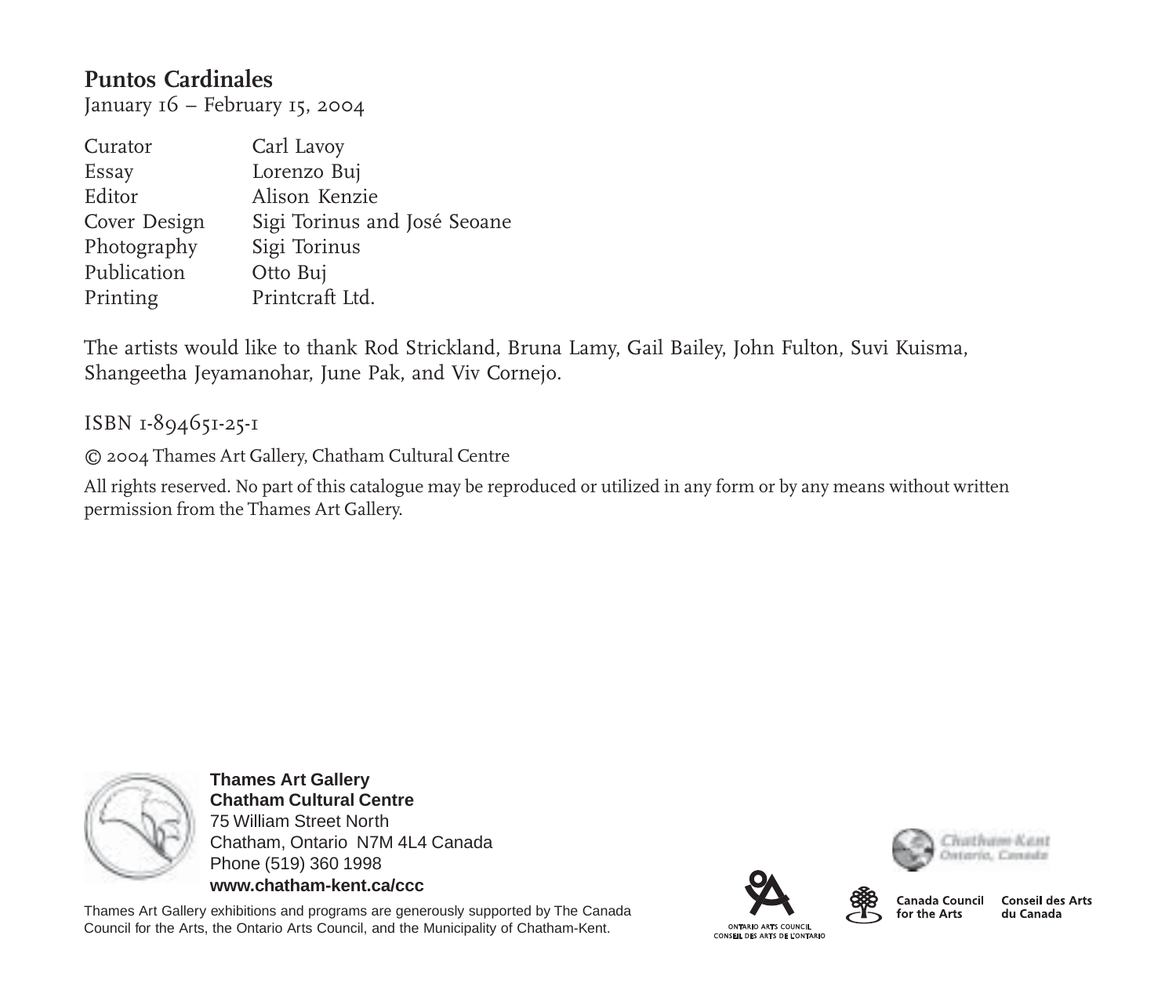## Puntos Cardinales

January 16 – February 15, 2004

| | |
|---|---|
| Curator | Carl Lavoy |
| Essay | Lorenzo Buj |
| Editor | Alison Kenzie |
| Cover Design | Sigi Torinus and José Seoane |
| Photography | Sigi Torinus |
| Publication | Otto Buj |
| Printing | Printcraft Ltd. |

The artists would like to thank Rod Strickland, Bruna Lamy, Gail Bailey, John Fulton, Suvi Kuisma, Shangeetha Jeyamanohar, June Pak, and Viv Cornejo.

ISBN 1-894651-25-1

© 2004 Thames Art Gallery, Chatham Cultural Centre

All rights reserved. No part of this catalogue may be reproduced or utilized in any form or by any means without written permission from the Thames Art Gallery.

**Thames Art Gallery**
**Chatham Cultural Centre**
75 William Street North
Chatham, Ontario N7M 4L4 Canada
Phone (519) 360 1998
**www.chatham-kent.ca/ccc**

Thames Art Gallery exhibitions and programs are generously supported by The Canada Council for the Arts, the Ontario Arts Council, and the Municipality of Chatham-Kent.

Chatham-Kent
Ontario, Canada

ONTARIO ARTS COUNCIL
CONSEIL DES ARTS DE L'ONTARIO

Canada Council for the Arts
Conseil des Arts du Canada